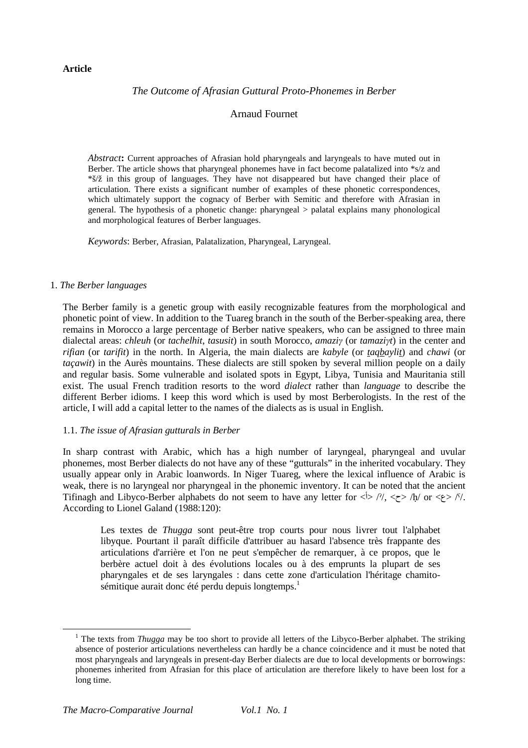**Article**

## *The Outcome of Afrasian Guttural Proto-Phonemes in Berber*

Arnaud Fournet

*Abstract***:** Current approaches of Afrasian hold pharyngeals and laryngeals to have muted out in Berber. The article shows that pharyngeal phonemes have in fact become palatalized into *s/z and *š/ž in this group of languages. They have not disappeared but have changed their place of articulation. There exists a significant number of examples of these phonetic correspondences, which ultimately support the cognacy of Berber with Semitic and therefore with Afrasian in general. The hypothesis of a phonetic change: pharyngeal > palatal explains many phonological and morphological features of Berber languages.

*Keywords*: Berber, Afrasian, Palatalization, Pharyngeal, Laryngeal.

### 1. *The Berber languages*

The Berber family is a genetic group with easily recognizable features from the morphological and phonetic point of view. In addition to the Tuareg branch in the south of the Berber-speaking area, there remains in Morocco a large percentage of Berber native speakers, who can be assigned to three main dialectal areas: *chleuh* (or *tachelhit*, *tasusit*) in south Morocco, *amaziɣ* (or *tamaziɣt*) in the center and *rifian* (or *tarifit*) in the north. In Algeria, the main dialects are *kabyle* (or *taqbaylit*) and *chawi* (or *taçawit*) in the Aurès mountains. These dialects are still spoken by several million people on a daily and regular basis. Some vulnerable and isolated spots in Egypt, Libya, Tunisia and Mauritania still exist. The usual French tradition resorts to the word *dialect* rather than *language* to describe the different Berber idioms. I keep this word which is used by most Berberologists. In the rest of the article, I will add a capital letter to the names of the dialects as is usual in English.

#### 1.1. *The issue of Afrasian gutturals in Berber*

In sharp contrast with Arabic, which has a high number of laryngeal, pharyngeal and uvular phonemes, most Berber dialects do not have any of these "gutturals" in the inherited vocabulary. They usually appear only in Arabic loanwords. In Niger Tuareg, where the lexical influence of Arabic is weak, there is no laryngeal nor pharyngeal in the phonemic inventory. It can be noted that the ancient Tifinagh and Libyco-Berber alphabets do not seem to have any letter for <أ> /ʔ/, <ح> /ḥ/ or <ع> /ʕ/. According to Lionel Galand (1988:120):

> Les textes de *Thugga* sont peut-être trop courts pour nous livrer tout l'alphabet libyque. Pourtant il paraît difficile d'attribuer au hasard l'absence très frappante des articulations d'arrière et l'on ne peut s'empêcher de remarquer, à ce propos, que le berbère actuel doit à des évolutions locales ou à des emprunts la plupart de ses pharyngales et de ses laryngales : dans cette zone d'articulation l'héritage chamito-sémitique aurait donc été perdu depuis longtemps.[1]

[1] The texts from *Thugga* may be too short to provide all letters of the Libyco-Berber alphabet. The striking absence of posterior articulations nevertheless can hardly be a chance coincidence and it must be noted that most pharyngeals and laryngeals in present-day Berber dialects are due to local developments or borrowings: phonemes inherited from Afrasian for this place of articulation are therefore likely to have been lost for a long time.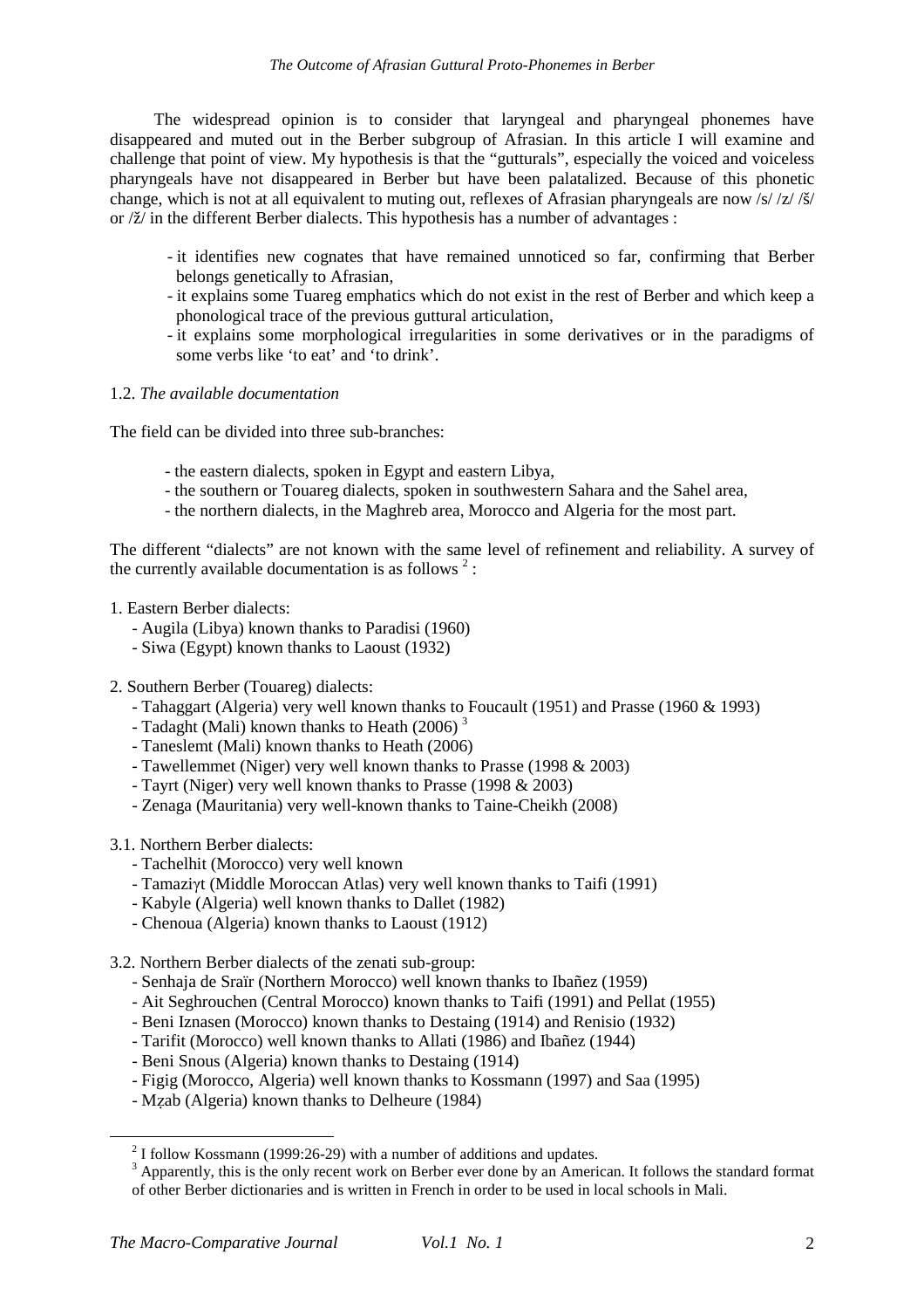The widespread opinion is to consider that laryngeal and pharyngeal phonemes have disappeared and muted out in the Berber subgroup of Afrasian. In this article I will examine and challenge that point of view. My hypothesis is that the "gutturals", especially the voiced and voiceless pharyngeals have not disappeared in Berber but have been palatalized. Because of this phonetic change, which is not at all equivalent to muting out, reflexes of Afrasian pharyngeals are now /s/ /z/ /š/ or /ž/ in the different Berber dialects. This hypothesis has a number of advantages :

- it identifies new cognates that have remained unnoticed so far, confirming that Berber belongs genetically to Afrasian,
- it explains some Tuareg emphatics which do not exist in the rest of Berber and which keep a phonological trace of the previous guttural articulation,
- it explains some morphological irregularities in some derivatives or in the paradigms of some verbs like 'to eat' and 'to drink'.

### 1.2. *The available documentation*

The field can be divided into three sub-branches:

- the eastern dialects, spoken in Egypt and eastern Libya,
- the southern or Touareg dialects, spoken in southwestern Sahara and the Sahel area,
- the northern dialects, in the Maghreb area, Morocco and Algeria for the most part.

The different "dialects" are not known with the same level of refinement and reliability. A survey of the currently available documentation is as follows [2] :

1. Eastern Berber dialects:
   - Augila (Libya) known thanks to Paradisi (1960)
   - Siwa (Egypt) known thanks to Laoust (1932)

2. Southern Berber (Touareg) dialects:
   - Tahaggart (Algeria) very well known thanks to Foucault (1951) and Prasse (1960 & 1993)
   - Tadaght (Mali) known thanks to Heath (2006) [3]
   - Taneslemt (Mali) known thanks to Heath (2006)
   - Tawellemmet (Niger) very well known thanks to Prasse (1998 & 2003)
   - Tayrt (Niger) very well known thanks to Prasse (1998 & 2003)
   - Zenaga (Mauritania) very well-known thanks to Taine-Cheikh (2008)

3.1. Northern Berber dialects:
   - Tachelhit (Morocco) very well known
   - Tamaziɣt (Middle Moroccan Atlas) very well known thanks to Taifi (1991)
   - Kabyle (Algeria) well known thanks to Dallet (1982)
   - Chenoua (Algeria) known thanks to Laoust (1912)

3.2. Northern Berber dialects of the zenati sub-group:
   - Senhaja de Sraïr (Northern Morocco) well known thanks to Ibañez (1959)
   - Ait Seghrouchen (Central Morocco) known thanks to Taifi (1991) and Pellat (1955)
   - Beni Iznasen (Morocco) known thanks to Destaing (1914) and Renisio (1932)
   - Tarifit (Morocco) well known thanks to Allati (1986) and Ibañez (1944)
   - Beni Snous (Algeria) known thanks to Destaing (1914)
   - Figig (Morocco, Algeria) well known thanks to Kossmann (1997) and Saa (1995)
   - Mẓab (Algeria) known thanks to Delheure (1984)

---

[2] I follow Kossmann (1999:26-29) with a number of additions and updates.

[3] Apparently, this is the only recent work on Berber ever done by an American. It follows the standard format of other Berber dictionaries and is written in French in order to be used in local schools in Mali.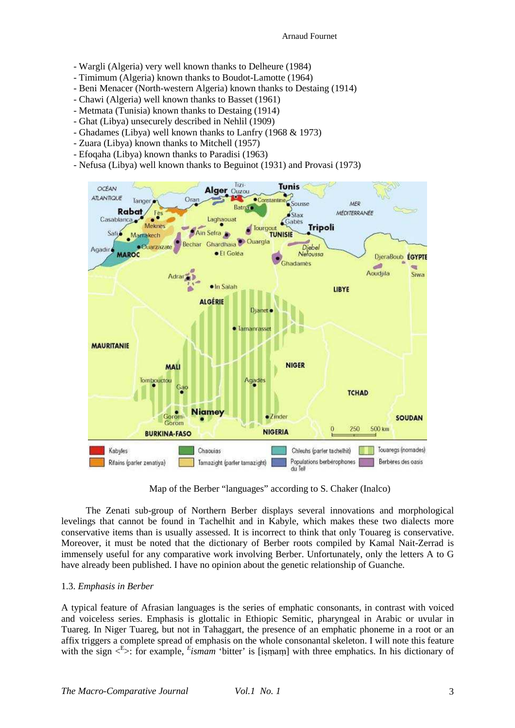- Wargli (Algeria) very well known thanks to Delheure (1984)
- Timimum (Algeria) known thanks to Boudot-Lamotte (1964)
- Beni Menacer (North-western Algeria) known thanks to Destaing (1914)
- Chawi (Algeria) well known thanks to Basset (1961)
- Metmata (Tunisia) known thanks to Destaing (1914)
- Ghat (Libya) unsecurely described in Nehlil (1909)
- Ghadames (Libya) well known thanks to Lanfry (1968 & 1973)
- Zuara (Libya) known thanks to Mitchell (1957)
- Efoqaha (Libya) known thanks to Paradisi (1963)
- Nefusa (Libya) well known thanks to Beguinot (1931) and Provasi (1973)

Map of the Berber "languages" according to S. Chaker (Inalco)

The Zenati sub-group of Northern Berber displays several innovations and morphological levelings that cannot be found in Tachelhit and in Kabyle, which makes these two dialects more conservative items than is usually assessed. It is incorrect to think that only Touareg is conservative. Moreover, it must be noted that the dictionary of Berber roots compiled by Kamal Nait-Zerrad is immensely useful for any comparative work involving Berber. Unfortunately, only the letters A to G have already been published. I have no opinion about the genetic relationship of Guanche.

### 1.3. *Emphasis in Berber*

A typical feature of Afrasian languages is the series of emphatic consonants, in contrast with voiced and voiceless series. Emphasis is glottalic in Ethiopic Semitic, pharyngeal in Arabic or uvular in Tuareg. In Niger Tuareg, but not in Tahaggart, the presence of an emphatic phoneme in a root or an affix triggers a complete spread of emphasis on the whole consonantal skeleton. I will note this feature with the sign <$^{E}$>: for example, $^{E}$*ismam* 'bitter' is [iṣṃaṃ] with three emphatics. In his dictionary of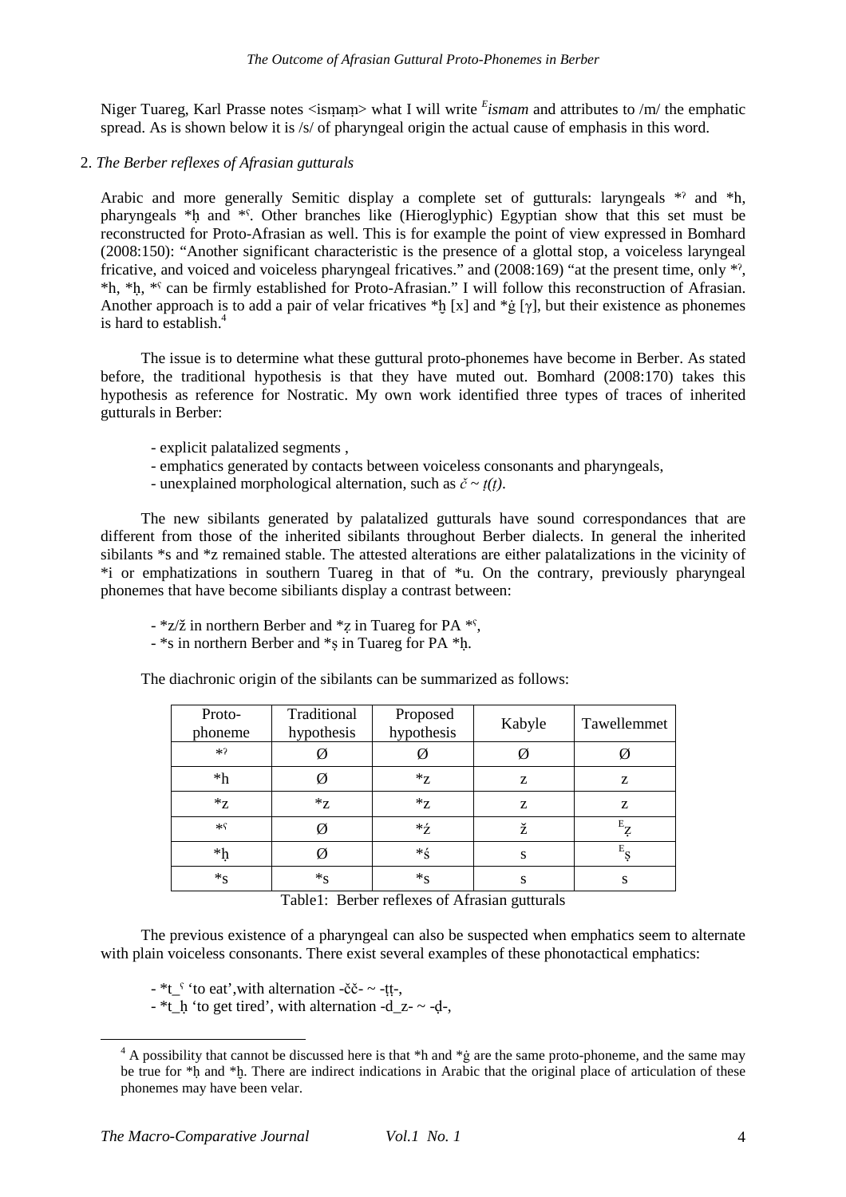Niger Tuareg, Karl Prasse notes <isṃaṃ> what I will write ${}^{E}$*ismam* and attributes to /m/ the emphatic spread. As is shown below it is /s/ of pharyngeal origin the actual cause of emphasis in this word.

## 2. *The Berber reflexes of Afrasian gutturals*

Arabic and more generally Semitic display a complete set of gutturals: laryngeals *ˀ and *h, pharyngeals *ḥ and *ˁ. Other branches like (Hieroglyphic) Egyptian show that this set must be reconstructed for Proto-Afrasian as well. This is for example the point of view expressed in Bomhard (2008:150): "Another significant characteristic is the presence of a glottal stop, a voiceless laryngeal fricative, and voiced and voiceless pharyngeal fricatives." and (2008:169) "at the present time, only *ˀ, *h, *ḥ, *ˁ can be firmly established for Proto-Afrasian." I will follow this reconstruction of Afrasian. Another approach is to add a pair of velar fricatives *ẖ [x] and *ġ [γ], but their existence as phonemes is hard to establish.[4]

The issue is to determine what these guttural proto-phonemes have become in Berber. As stated before, the traditional hypothesis is that they have muted out. Bomhard (2008:170) takes this hypothesis as reference for Nostratic. My own work identified three types of traces of inherited gutturals in Berber:

- explicit palatalized segments ,
- emphatics generated by contacts between voiceless consonants and pharyngeals,
- unexplained morphological alternation, such as *č ~ ṭ(ṭ)*.

The new sibilants generated by palatalized gutturals have sound correspondances that are different from those of the inherited sibilants throughout Berber dialects. In general the inherited sibilants *s and *z remained stable. The attested alterations are either palatalizations in the vicinity of *i or emphatizations in southern Tuareg in that of *u. On the contrary, previously pharyngeal phonemes that have become sibiliants display a contrast between:

- *z/ž in northern Berber and *ẓ in Tuareg for PA *ˁ,
- *s in northern Berber and *ṣ in Tuareg for PA *ḥ.

The diachronic origin of the sibilants can be summarized as follows:

| Proto-phoneme | Traditional hypothesis | Proposed hypothesis | Kabyle | Tawellemmet |
|---|---|---|---|---|
| *ˀ | Ø | Ø | Ø | Ø |
| *h | Ø | *z | z | z |
| *z | *z | *z | z | z |
| *ˁ | Ø | *ź | ž | ${}^{E}$ẓ |
| *ḥ | Ø | *ś | s | ${}^{E}$ṣ |
| *s | *s | *s | s | s |

Table1: Berber reflexes of Afrasian gutturals

The previous existence of a pharyngeal can also be suspected when emphatics seem to alternate with plain voiceless consonants. There exist several examples of these phonotactical emphatics:

- *t_ˁ 'to eat',with alternation -čč- ~ -ṭṭ-,
- *t_ḥ 'to get tired', with alternation -d_z- ~ -ḍ-,

[4] A possibility that cannot be discussed here is that *h and *ġ are the same proto-phoneme, and the same may be true for *ḥ and *ẖ. There are indirect indications in Arabic that the original place of articulation of these phonemes may have been velar.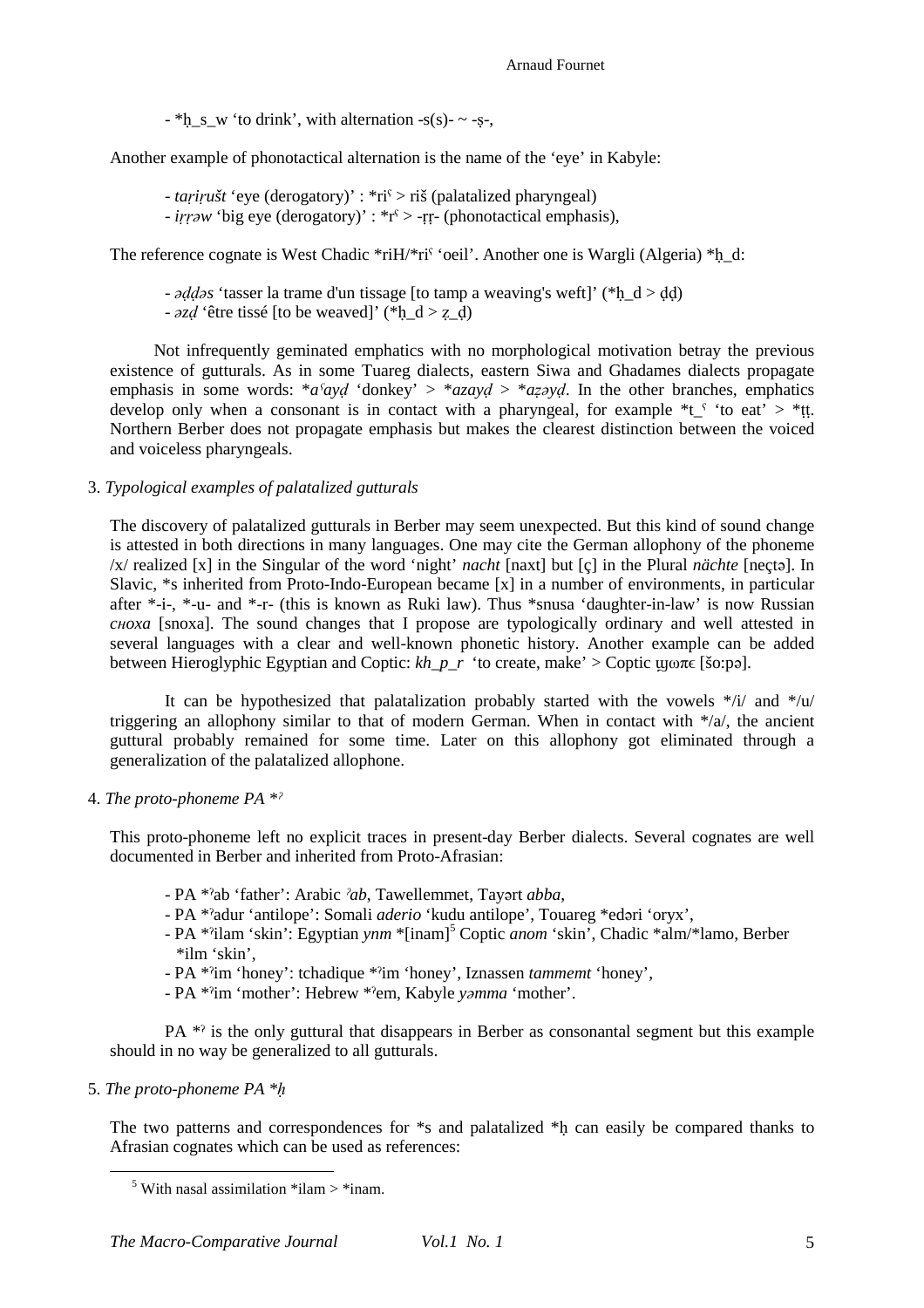- *ḥ_s_w ‘to drink’, with alternation -s(s)- ~ -ṣ-,

Another example of phonotactical alternation is the name of the ‘eye’ in Kabyle:

- *taṛiṛušt* ‘eye (derogatory)’ : *riˤ > riš (palatalized pharyngeal)
- *iṛṛəw* ‘big eye (derogatory)’ : *rˤ > -ṛṛ- (phonotactical emphasis),

The reference cognate is West Chadic *riH/*riˤ ‘oeil’. Another one is Wargli (Algeria) *ḥ_d:

- *əḍḍəs* ‘tasser la trame d'un tissage [to tamp a weaving's weft]’ (*ḥ_d > ḍḍ)
- *əẓḍ* ‘être tissé [to be weaved]’ (*ḥ_d > ẓ_ḍ)

Not infrequently geminated emphatics with no morphological motivation betray the previous existence of gutturals. As in some Tuareg dialects, eastern Siwa and Ghadames dialects propagate emphasis in some words: *\*aˤayḍ* ‘donkey’ > *\*azayḍ* > *\*aẓəyḍ*. In the other branches, emphatics develop only when a consonant is in contact with a pharyngeal, for example *t_ˤ ‘to eat’ > *ṭṭ. Northern Berber does not propagate emphasis but makes the clearest distinction between the voiced and voiceless pharyngeals.

3. *Typological examples of palatalized gutturals*

The discovery of palatalized gutturals in Berber may seem unexpected. But this kind of sound change is attested in both directions in many languages. One may cite the German allophony of the phoneme /x/ realized [x] in the Singular of the word ‘night’ *nacht* [naxt] but [ç] in the Plural *nächte* [neçtə]. In Slavic, *s inherited from Proto-Indo-European became [x] in a number of environments, in particular after *-i-, *-u- and *-r- (this is known as Ruki law). Thus *snusa ‘daughter-in-law’ is now Russian *сноха* [snoxa]. The sound changes that I propose are typologically ordinary and well attested in several languages with a clear and well-known phonetic history. Another example can be added between Hieroglyphic Egyptian and Coptic: *kh_p_r* ‘to create, make’ > Coptic ϣωπε [šo:pə].

It can be hypothesized that palatalization probably started with the vowels */i/ and */u/ triggering an allophony similar to that of modern German. When in contact with */a/, the ancient guttural probably remained for some time. Later on this allophony got eliminated through a generalization of the palatalized allophone.

4. *The proto-phoneme PA \*ˀ*

This proto-phoneme left no explicit traces in present-day Berber dialects. Several cognates are well documented in Berber and inherited from Proto-Afrasian:

- PA *ˀab ‘father’: Arabic *ˀab*, Tawellemmet, Tayərt *abba*,
- PA *ˀadur ‘antilope’: Somali *aderio* ‘kudu antilope’, Touareg *edəri ‘oryx’,
- PA *ˀilam ‘skin’: Egyptian *ynm* *[inam][5] Coptic *anom* ‘skin’, Chadic *alm/*lamo, Berber *ilm ‘skin’,
- PA *ˀim ‘honey’: tchadique *ˀim ‘honey’, Iznassen *tammemt* ‘honey’,
- PA *ˀim ‘mother’: Hebrew *ˀem, Kabyle *yəmma* ‘mother’.

PA *ˀ is the only guttural that disappears in Berber as consonantal segment but this example should in no way be generalized to all gutturals.

5. *The proto-phoneme PA \*ḥ*

The two patterns and correspondences for *s and palatalized *ḥ can easily be compared thanks to Afrasian cognates which can be used as references:

[5] With nasal assimilation *ilam > *inam.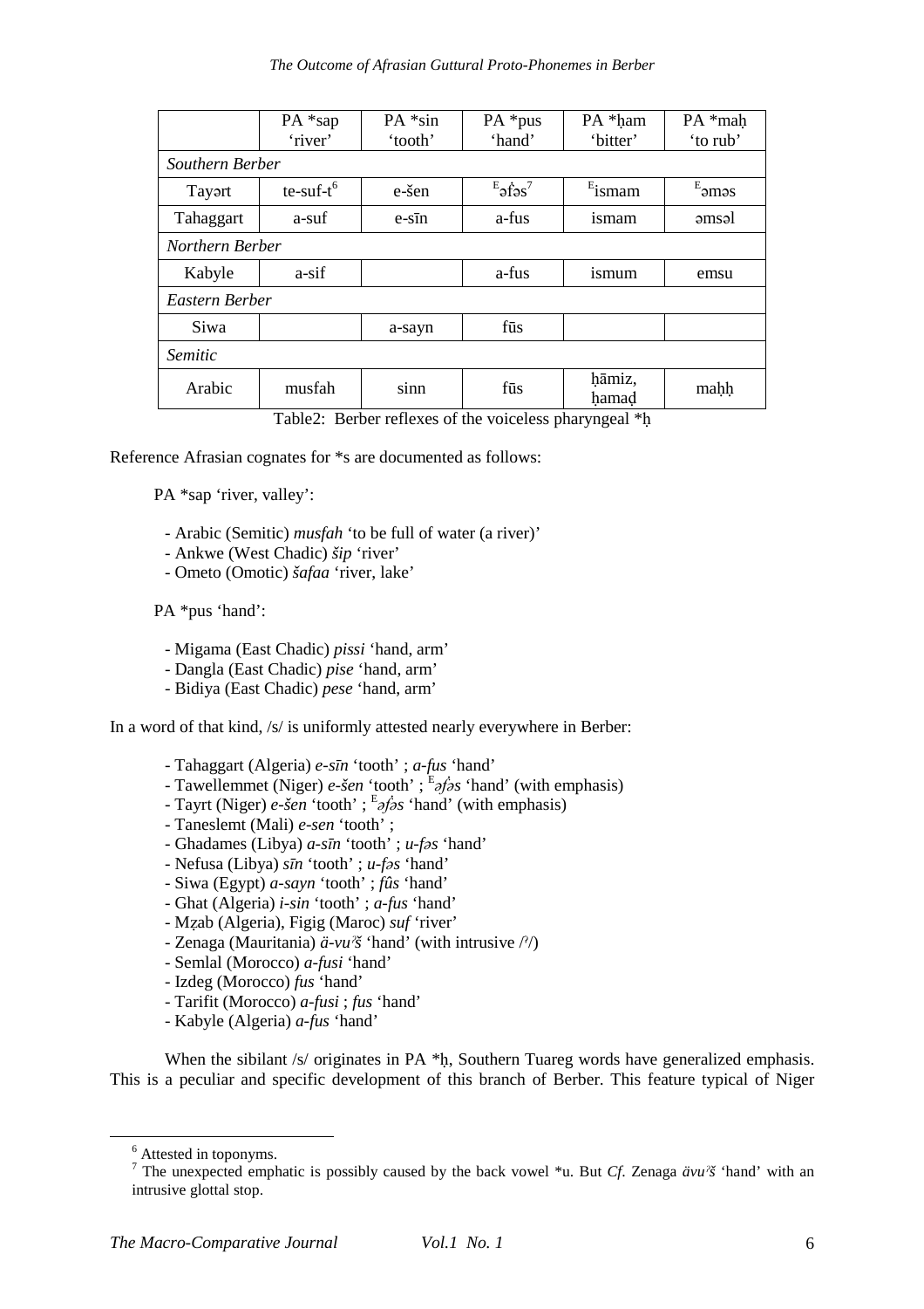|  | PA *sap 'river' | PA *sin 'tooth' | PA *pus 'hand' | PA *ḥam 'bitter' | PA *maḥ 'to rub' |
|---|---|---|---|---|---|
| *Southern Berber* | | | | | |
| Tayərt | te-suf-t[6] | e-šen | ᴱəf̣ə̣s[7] | ᴱismam | ᴱəməs |
| Tahaggart | a-suf | e-sīn | a-fus | ismam | əmsəl |
| *Northern Berber* | | | | | |
| Kabyle | a-sif | | a-fus | ismum | emsu |
| *Eastern Berber* | | | | | |
| Siwa | | a-sayn | fūs | | |
| *Semitic* | | | | | |
| Arabic | musfah | sinn | fūs | ḥāmiz, ḥamaḍ | maḥḥ |

Table2: Berber reflexes of the voiceless pharyngeal *ḥ

Reference Afrasian cognates for *s are documented as follows:

PA *sap 'river, valley':

- Arabic (Semitic) *musfah* 'to be full of water (a river)'
- Ankwe (West Chadic) *šip* 'river'
- Ometo (Omotic) *šafaa* 'river, lake'

PA *pus 'hand':

- Migama (East Chadic) *pissi* 'hand, arm'
- Dangla (East Chadic) *pise* 'hand, arm'
- Bidiya (East Chadic) *pese* 'hand, arm'

In a word of that kind, /s/ is uniformly attested nearly everywhere in Berber:

- Tahaggart (Algeria) *e-sīn* 'tooth' ; *a-fus* 'hand'
- Tawellemmet (Niger) *e-šen* 'tooth' ; ᴱ*əf̣ə̣s* 'hand' (with emphasis)
- Tayrt (Niger) *e-šen* 'tooth' ; ᴱ*əf̣ə̣s* 'hand' (with emphasis)
- Taneslemt (Mali) *e-sen* 'tooth' ;
- Ghadames (Libya) *a-sīn* 'tooth' ; *u-fəs* 'hand'
- Nefusa (Libya) *sīn* 'tooth' ; *u-fəs* 'hand'
- Siwa (Egypt) *a-sayn* 'tooth' ; *fûs* 'hand'
- Ghat (Algeria) *i-sin* 'tooth' ; *a-fus* 'hand'
- Mẓab (Algeria), Figig (Maroc) *suf* 'river'
- Zenaga (Mauritania) *ä-vuˀš* 'hand' (with intrusive /ˀ/)
- Semlal (Morocco) *a-fusi* 'hand'
- Izdeg (Morocco) *fus* 'hand'
- Tarifit (Morocco) *a-fusi* ; *fus* 'hand'
- Kabyle (Algeria) *a-fus* 'hand'

When the sibilant /s/ originates in PA *ḥ, Southern Tuareg words have generalized emphasis. This is a peculiar and specific development of this branch of Berber. This feature typical of Niger

[6] Attested in toponyms.

[7] The unexpected emphatic is possibly caused by the back vowel *u. But *Cf*. Zenaga *ävuˀš* 'hand' with an intrusive glottal stop.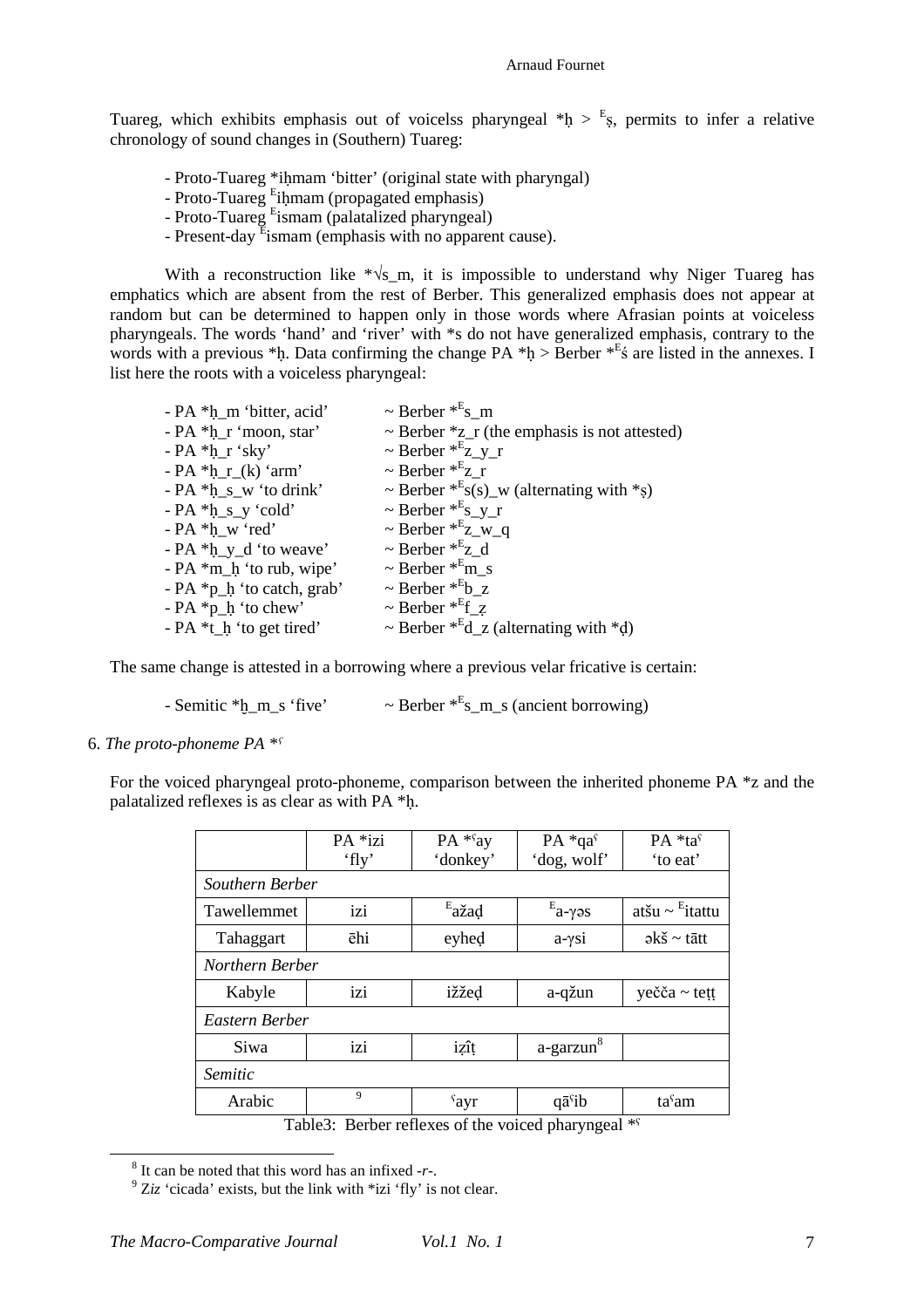Tuareg, which exhibits emphasis out of voicelss pharyngeal *ḥ > $^{E}$ṣ, permits to infer a relative chronology of sound changes in (Southern) Tuareg:

- Proto-Tuareg *iḥmam 'bitter' (original state with pharyngal)
- Proto-Tuareg $^{E}$iḥmam (propagated emphasis)
- Proto-Tuareg $^{E}$ismam (palatalized pharyngeal)
- Present-day $^{E}$ismam (emphasis with no apparent cause).

With a reconstruction like *√s_m, it is impossible to understand why Niger Tuareg has emphatics which are absent from the rest of Berber. This generalized emphasis does not appear at random but can be determined to happen only in those words where Afrasian points at voiceless pharyngeals. The words 'hand' and 'river' with *s do not have generalized emphasis, contrary to the words with a previous *ḥ. Data confirming the change PA *ḥ > Berber *$^{E}$ś are listed in the annexes. I list here the roots with a voiceless pharyngeal:

- PA *ḥ_m 'bitter, acid' ~ Berber *$^{E}$s_m
- PA *ḥ_r 'moon, star' ~ Berber *z_r (the emphasis is not attested)
- PA *ḥ_r 'sky' ~ Berber *$^{E}$z_y_r
- PA *ḥ_r_(k) 'arm' ~ Berber *$^{E}$z_r
- PA *ḥ_s_w 'to drink' ~ Berber *$^{E}$s(s)_w (alternating with *ṣ)
- PA *ḥ_s_y 'cold' ~ Berber *$^{E}$s_y_r
- PA *ḥ_w 'red' ~ Berber *$^{E}$z_w_q
- PA *ḥ_y_d 'to weave' ~ Berber *$^{E}$z_d
- PA *m_ḥ 'to rub, wipe' ~ Berber *$^{E}$m_s
- PA *p_ḥ 'to catch, grab' ~ Berber *$^{E}$b_z
- PA *p_ḥ 'to chew' ~ Berber *$^{E}$f_ẓ
- PA *t_ḥ 'to get tired' ~ Berber *$^{E}$d_z (alternating with *ḍ)

The same change is attested in a borrowing where a previous velar fricative is certain:

- Semitic *ḫ_m_s 'five' ~ Berber *$^{E}$s_m_s (ancient borrowing)

6. *The proto-phoneme PA *ˁ*

For the voiced pharyngeal proto-phoneme, comparison between the inherited phoneme PA *z and the palatalized reflexes is as clear as with PA *ḥ.

| | PA *izi 'fly' | PA *ˁay 'donkey' | PA *qaˁ 'dog, wolf' | PA *taˁ 'to eat' |
|---|---|---|---|---|
| *Southern Berber* | | | | |
| Tawellemmet | izi | $^{E}$ažaḍ | $^{E}$a-γəs | atšu ~ $^{E}$itattu |
| Tahaggart | ēhi | eyheḍ | a-γsi | əkš ~ tātt |
| *Northern Berber* | | | | |
| Kabyle | izi | ižžeḍ | a-qžun | yečča ~ teṭṭ |
| *Eastern Berber* | | | | |
| Siwa | izi | iẓîṭ | a-garzun[8] | |
| *Semitic* | | | | |
| Arabic | [9] | ˁayr | qāˁib | taˁam |

Table3: Berber reflexes of the voiced pharyngeal *ˁ

[8] It can be noted that this word has an infixed *-r-*.

[9] Ziz 'cicada' exists, but the link with *izi 'fly' is not clear.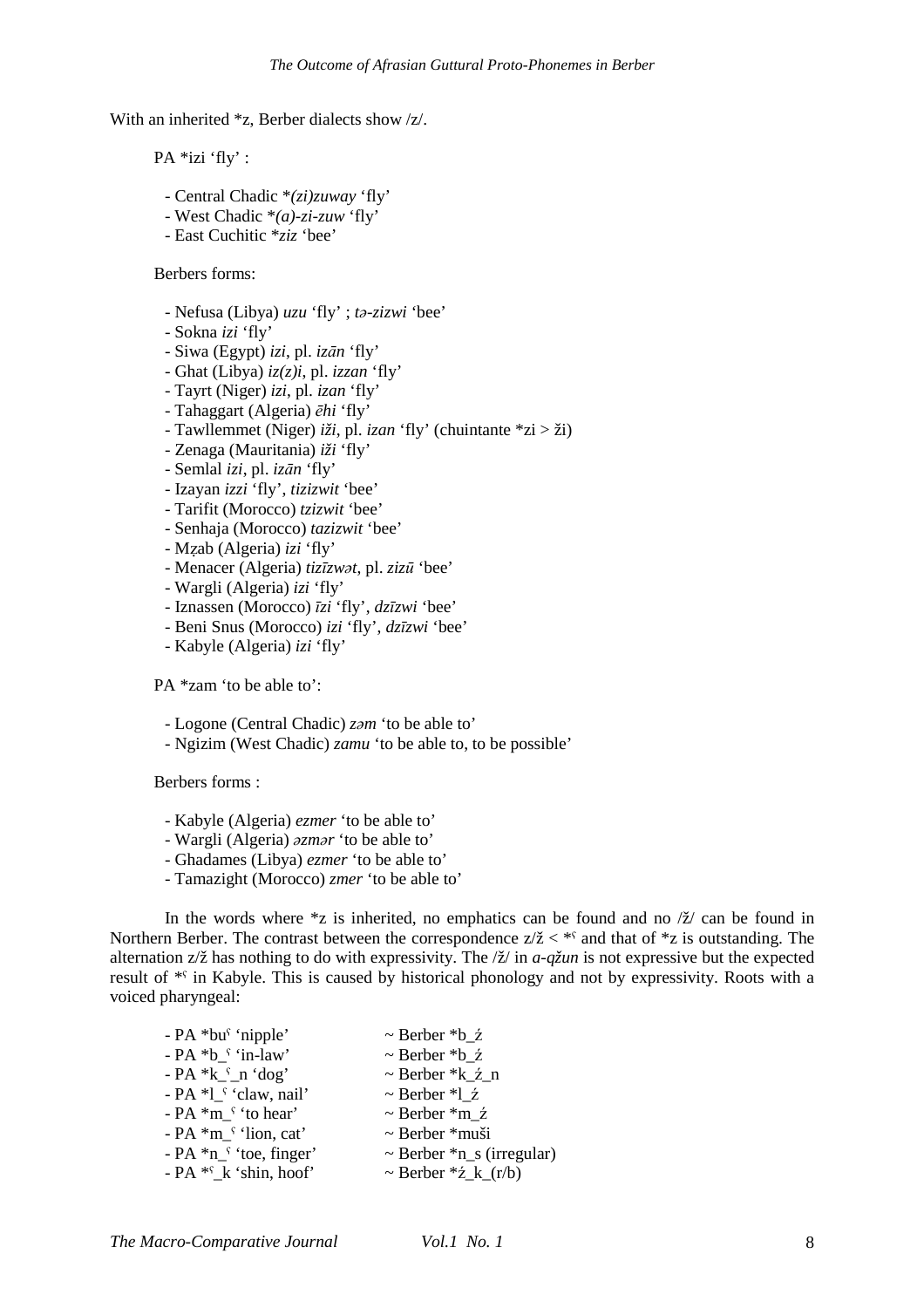With an inherited *z, Berber dialects show /z/.

PA *izi 'fly' :

- Central Chadic *(zi)zuway 'fly'
- West Chadic *(a)-zi-zuw 'fly'
- East Cuchitic *ziz 'bee'

Berbers forms:

- Nefusa (Libya) *uzu* 'fly' ; *tə-zizwi* 'bee'
- Sokna *izi* 'fly'
- Siwa (Egypt) *izi*, pl. *izān* 'fly'
- Ghat (Libya) *iz(z)i*, pl. *izzan* 'fly'
- Tayrt (Niger) *izi*, pl. *izan* 'fly'
- Tahaggart (Algeria) *ēhi* 'fly'
- Tawllemmet (Niger) *iži*, pl. *izan* 'fly' (chuintante *zi > ži)
- Zenaga (Mauritania) *iži* 'fly'
- Semlal *izi*, pl. *izān* 'fly'
- Izayan *izzi* 'fly', *tizizwit* 'bee'
- Tarifit (Morocco) *tzizwit* 'bee'
- Senhaja (Morocco) *tazizwit* 'bee'
- Mẓab (Algeria) *izi* 'fly'
- Menacer (Algeria) *tizīzwət*, pl. *zizū* 'bee'
- Wargli (Algeria) *izi* 'fly'
- Iznassen (Morocco) *īzi* 'fly', *dzīzwi* 'bee'
- Beni Snus (Morocco) *izi* 'fly', *dzīzwi* 'bee'
- Kabyle (Algeria) *izi* 'fly'

PA *zam 'to be able to':

- Logone (Central Chadic) *zəm* 'to be able to'
- Ngizim (West Chadic) *zamu* 'to be able to, to be possible'

Berbers forms :

- Kabyle (Algeria) *ezmer* 'to be able to'
- Wargli (Algeria) *əzmər* 'to be able to'
- Ghadames (Libya) *ezmer* 'to be able to'
- Tamazight (Morocco) *zmer* 'to be able to'

In the words where *z is inherited, no emphatics can be found and no /ž/ can be found in Northern Berber. The contrast between the correspondence z/ž < *ʕ and that of *z is outstanding. The alternation z/ž has nothing to do with expressivity. The /ž/ in *a-qžun* is not expressive but the expected result of *ʕ in Kabyle. This is caused by historical phonology and not by expressivity. Roots with a voiced pharyngeal:

- PA *buʕ 'nipple' ~ Berber *b_ź
- PA *b_ʕ 'in-law' ~ Berber *b_ź
- PA *k_ʕ_n 'dog' ~ Berber *k_ź_n
- PA *l_ʕ 'claw, nail' ~ Berber *l_ź
- PA *m_ʕ 'to hear' ~ Berber *m_ź
- PA *m_ʕ 'lion, cat' ~ Berber *muši
- PA *n_ʕ 'toe, finger' ~ Berber *n_s (irregular)
- PA *ʕ_k 'shin, hoof' ~ Berber *ź_k_(r/b)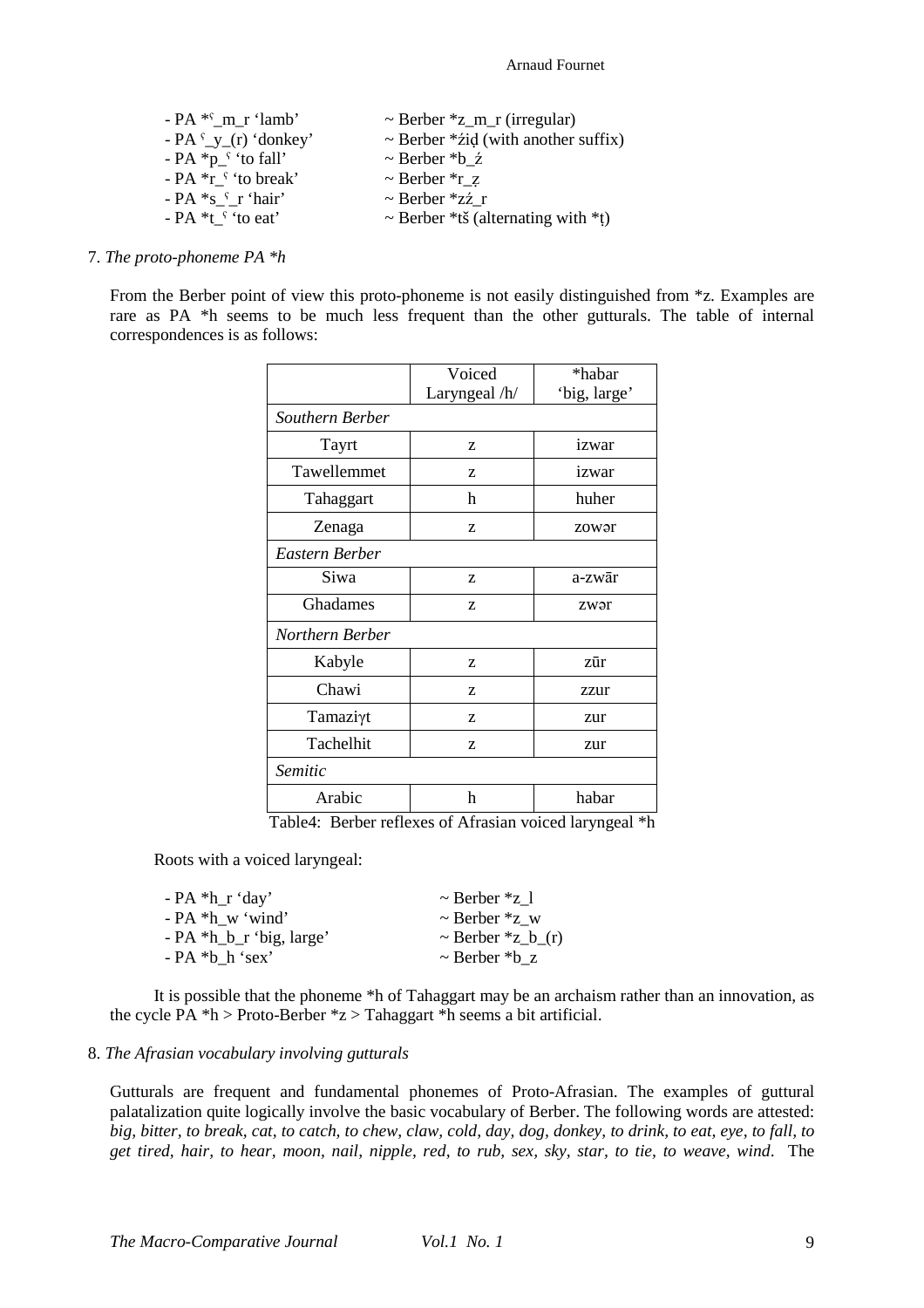- PA *ˁ_m_r 'lamb' ~ Berber *z_m_r (irregular)
- PA ˁ_y_(r) 'donkey' ~ Berber *źiḍ (with another suffix)
- PA *p_ˁ 'to fall' ~ Berber *b_ź
- PA *r_ˁ 'to break' ~ Berber *r_ẓ
- PA *s_ˁ_r 'hair' ~ Berber *zź_r
- PA *t_ˁ 'to eat' ~ Berber *tš (alternating with *ṭ)

7. *The proto-phoneme PA *h*

From the Berber point of view this proto-phoneme is not easily distinguished from *z. Examples are rare as PA *h seems to be much less frequent than the other gutturals. The table of internal correspondences is as follows:

| | Voiced Laryngeal /h/ | *habar 'big, large' |
|---|---|---|
| *Southern Berber* | | |
| Tayrt | z | izwar |
| Tawellemmet | z | izwar |
| Tahaggart | h | huher |
| Zenaga | z | zowər |
| *Eastern Berber* | | |
| Siwa | z | a-zwār |
| Ghadames | z | zwər |
| *Northern Berber* | | |
| Kabyle | z | zūr |
| Chawi | z | zzur |
| Tamaziɣt | z | zur |
| Tachelhit | z | zur |
| *Semitic* | | |
| Arabic | h | habar |

Table4: Berber reflexes of Afrasian voiced laryngeal *h

Roots with a voiced laryngeal:

- PA *h_r 'day' ~ Berber *z_l
- PA *h_w 'wind' ~ Berber *z_w
- PA *h_b_r 'big, large' ~ Berber *z_b_(r)
- PA *b_h 'sex' ~ Berber *b_z

It is possible that the phoneme *h of Tahaggart may be an archaism rather than an innovation, as the cycle PA *h > Proto-Berber *z > Tahaggart *h seems a bit artificial.

8. *The Afrasian vocabulary involving gutturals*

Gutturals are frequent and fundamental phonemes of Proto-Afrasian. The examples of guttural palatalization quite logically involve the basic vocabulary of Berber. The following words are attested: *big, bitter, to break, cat, to catch, to chew, claw, cold, day, dog, donkey, to drink, to eat, eye, to fall, to get tired, hair, to hear, moon, nail, nipple, red, to rub, sex, sky, star, to tie, to weave, wind*. The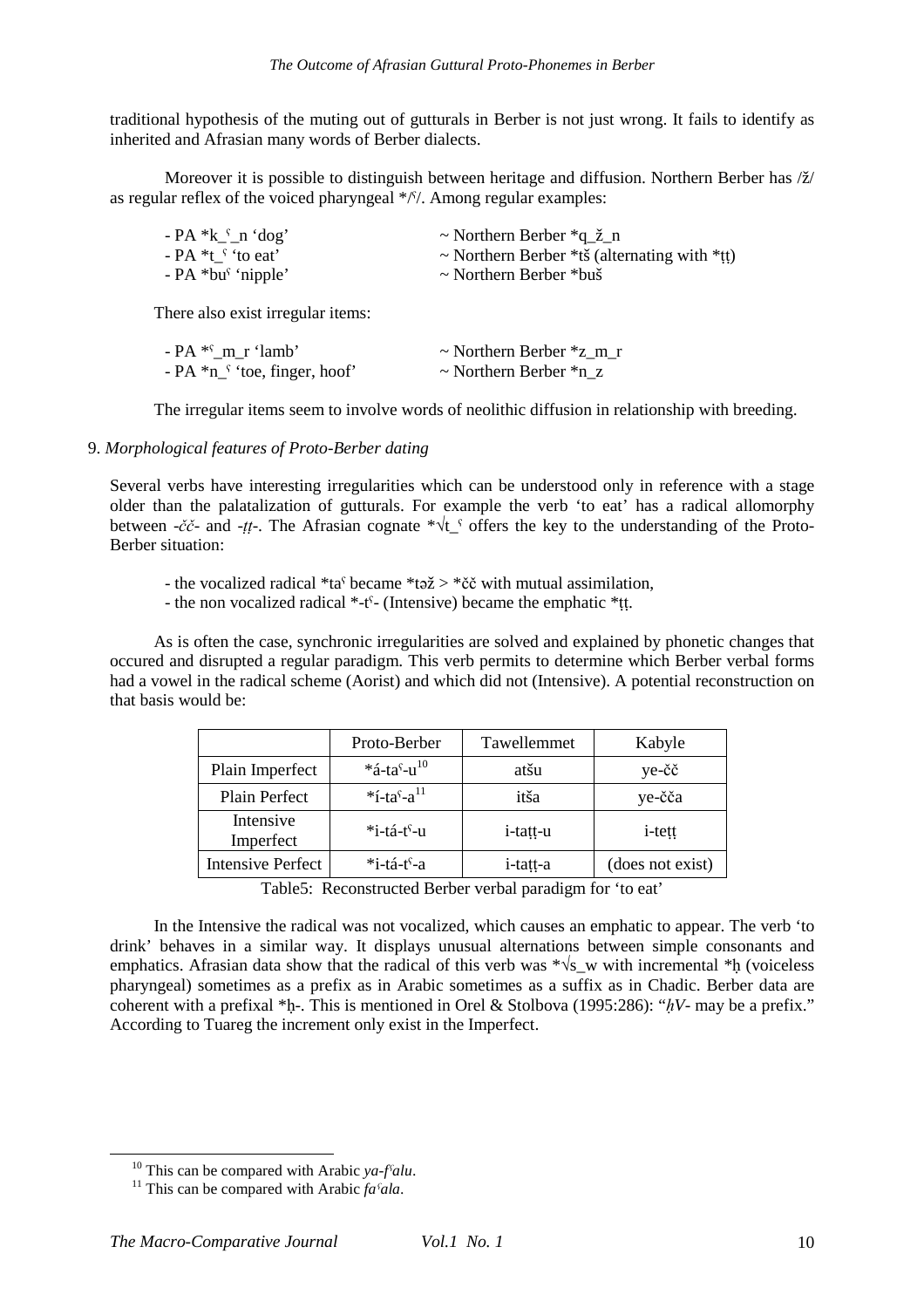traditional hypothesis of the muting out of gutturals in Berber is not just wrong. It fails to identify as inherited and Afrasian many words of Berber dialects.

Moreover it is possible to distinguish between heritage and diffusion. Northern Berber has /ž/ as regular reflex of the voiced pharyngeal */ˁ/. Among regular examples:

- PA *k_ˁ_n 'dog' ~ Northern Berber *q_ž_n
- PA *t_ˁ 'to eat' ~ Northern Berber *tš (alternating with *ṭṭ)
- PA *buˁ 'nipple' ~ Northern Berber *buš

There also exist irregular items:

- PA *ˁ_m_r 'lamb' ~ Northern Berber *z_m_r
- PA *n_ˁ 'toe, finger, hoof' ~ Northern Berber *n_z

The irregular items seem to involve words of neolithic diffusion in relationship with breeding.

## 9. *Morphological features of Proto-Berber dating*

Several verbs have interesting irregularities which can be understood only in reference with a stage older than the palatalization of gutturals. For example the verb 'to eat' has a radical allomorphy between *-čč-* and *-ṭṭ-*. The Afrasian cognate *√t_ˁ offers the key to the understanding of the Proto-Berber situation:

- the vocalized radical *taˁ became *təž > *čč with mutual assimilation,
- the non vocalized radical *-tˁ- (Intensive) became the emphatic *ṭṭ.

As is often the case, synchronic irregularities are solved and explained by phonetic changes that occured and disrupted a regular paradigm. This verb permits to determine which Berber verbal forms had a vowel in the radical scheme (Aorist) and which did not (Intensive). A potential reconstruction on that basis would be:

| | Proto-Berber | Tawellemmet | Kabyle |
|---|---|---|---|
| Plain Imperfect | *á-taˁ-u[10] | atšu | ye-čč |
| Plain Perfect | *í-taˁ-a[11] | itša | ye-čča |
| Intensive Imperfect | *i-tá-tˁ-u | i-taṭṭ-u | i-teṭṭ |
| Intensive Perfect | *i-tá-tˁ-a | i-taṭṭ-a | (does not exist) |

Table5: Reconstructed Berber verbal paradigm for 'to eat'

In the Intensive the radical was not vocalized, which causes an emphatic to appear. The verb 'to drink' behaves in a similar way. It displays unusual alternations between simple consonants and emphatics. Afrasian data show that the radical of this verb was *√s_w with incremental *ḥ (voiceless pharyngeal) sometimes as a prefix as in Arabic sometimes as a suffix as in Chadic. Berber data are coherent with a prefixal *ḥ-. This is mentioned in Orel & Stolbova (1995:286): "*ḥV*- may be a prefix." According to Tuareg the increment only exist in the Imperfect.

[10] This can be compared with Arabic *ya-fˁalu*.

[11] This can be compared with Arabic *faʿala*.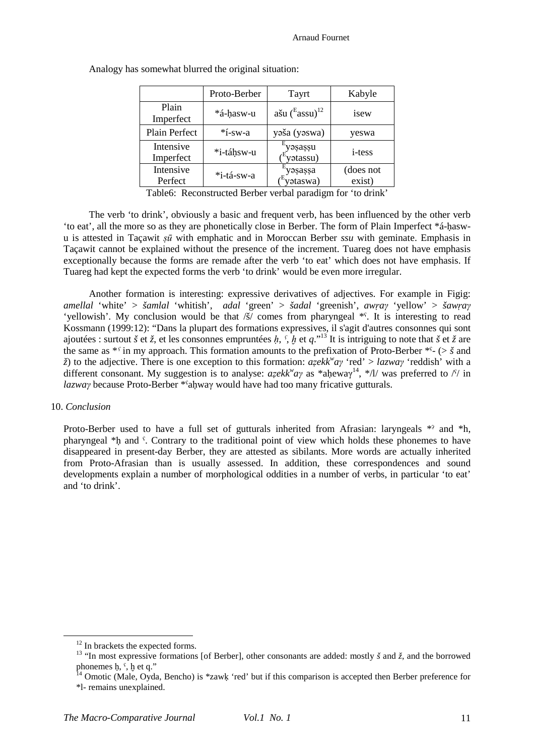Analogy has somewhat blurred the original situation:

| | Proto-Berber | Tayrt | Kabyle |
|---|---|---|---|
| Plain Imperfect | *á-ḥasw-u | ašu (ᴱassu)[12] | isew |
| Plain Perfect | *í-sw-a | yəša (yəswa) | yeswa |
| Intensive Imperfect | *i-táḥsw-u | ᴱyəṣaṣṣu (ᴱyətassu) | i-tess |
| Intensive Perfect | *i-tá-sw-a | ᴱyəṣaṣṣa (ᴱyətaswa) | (does not exist) |

Table6: Reconstructed Berber verbal paradigm for 'to drink'

The verb 'to drink', obviously a basic and frequent verb, has been influenced by the other verb 'to eat', all the more so as they are phonetically close in Berber. The form of Plain Imperfect *á-ḥasw-u is attested in Taçawit *ṣū* with emphatic and in Moroccan Berber *ssu* with geminate. Emphasis in Taçawit cannot be explained without the presence of the increment. Tuareg does not have emphasis exceptionally because the forms are remade after the verb 'to eat' which does not have emphasis. If Tuareg had kept the expected forms the verb 'to drink' would be even more irregular.

Another formation is interesting: expressive derivatives of adjectives. For example in Figig: *amellal* 'white' > *šamlal* 'whitish', *adal* 'green' > *šadal* 'greenish', *awṛaγ* 'yellow' > *šawṛaγ* 'yellowish'. My conclusion would be that /š/ comes from pharyngeal *ʕ. It is interesting to read Kossmann (1999:12): "Dans la plupart des formations expressives, il s'agit d'autres consonnes qui sont ajoutées : surtout *š* et *ž*, et les consonnes empruntées *ḥ*, *ʕ*, *ḫ* et *q*."[13] It is intriguing to note that *š* et *ž* are the same as *ʕ in my approach. This formation amounts to the prefixation of Proto-Berber *ʕ- (> *š* and *ž*) to the adjective. There is one exception to this formation: *aẓekkʷaγ* 'red' > *lazwaγ* 'reddish' with a different consonant. My suggestion is to analyse: *aẓekkʷaγ* as *aḥewaγ[14], */l/ was preferred to /ʕ/ in *lazwaγ* because Proto-Berber *ʕaḥwaγ would have had too many fricative gutturals.

## 10. *Conclusion*

Proto-Berber used to have a full set of gutturals inherited from Afrasian: laryngeals *ʔ and *h, pharyngeal *ḥ and ʕ. Contrary to the traditional point of view which holds these phonemes to have disappeared in present-day Berber, they are attested as sibilants. More words are actually inherited from Proto-Afrasian than is usually assessed. In addition, these correspondences and sound developments explain a number of morphological oddities in a number of verbs, in particular 'to eat' and 'to drink'.

---

[12] In brackets the expected forms.

[13] "In most expressive formations [of Berber], other consonants are added: mostly *š* and *ž*, and the borrowed phonemes ḥ, ʕ, ḫ et q."

[14] Omotic (Male, Oyda, Bencho) is *zawḳ 'red' but if this comparison is accepted then Berber preference for *l- remains unexplained.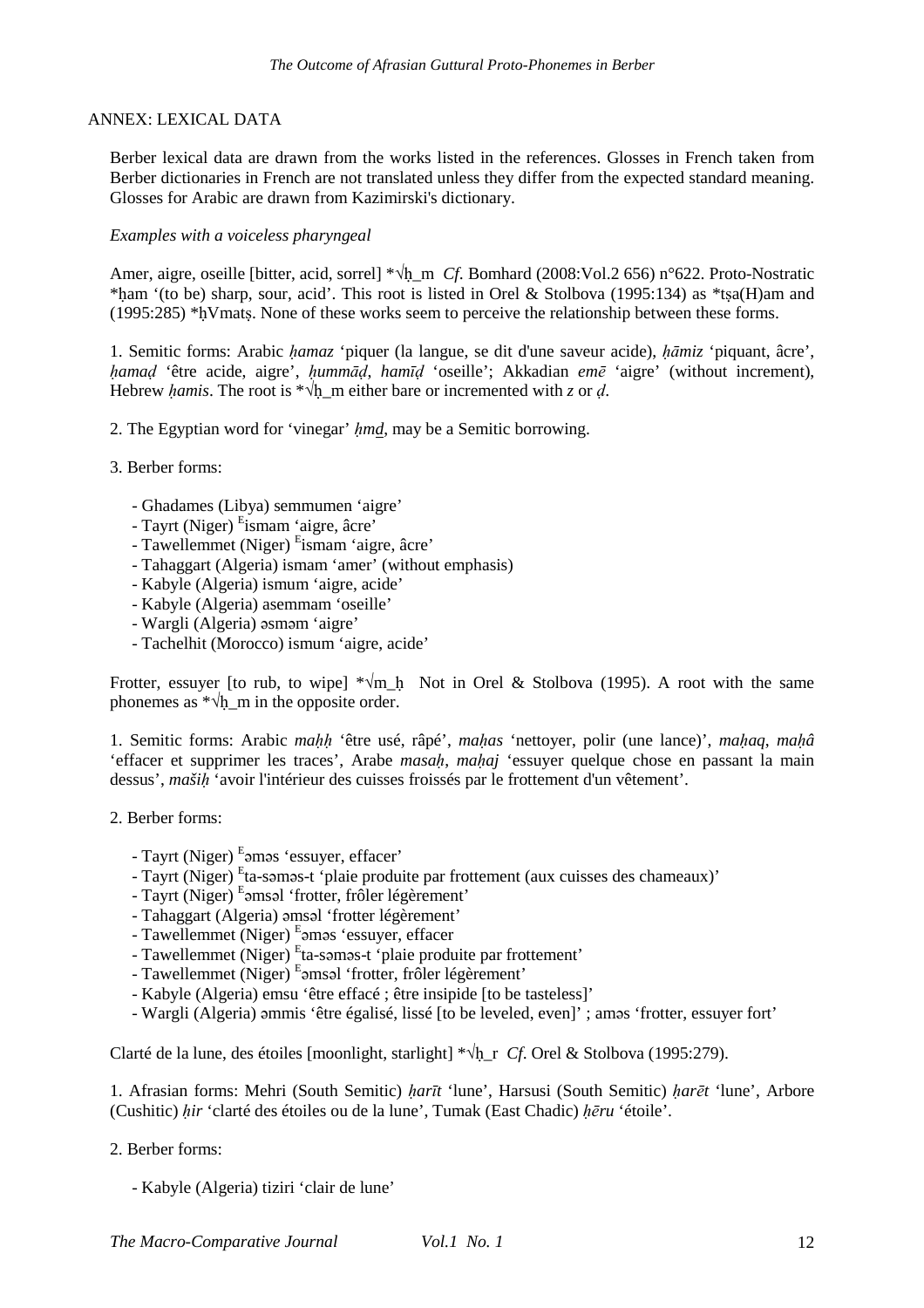ANNEX: LEXICAL DATA

Berber lexical data are drawn from the works listed in the references. Glosses in French taken from Berber dictionaries in French are not translated unless they differ from the expected standard meaning. Glosses for Arabic are drawn from Kazimirski's dictionary.

*Examples with a voiceless pharyngeal*

Amer, aigre, oseille [bitter, acid, sorrel] *√ḥ_m *Cf*. Bomhard (2008:Vol.2 656) n°622. Proto-Nostratic *ḥam '(to be) sharp, sour, acid'. This root is listed in Orel & Stolbova (1995:134) as *tṣa(H)am and (1995:285) *ḥVmatṣ. None of these works seem to perceive the relationship between these forms.

1. Semitic forms: Arabic *ḥamaz* 'piquer (la langue, se dit d'une saveur acide), *ḥāmiz* 'piquant, âcre', *ḥamaḍ* 'être acide, aigre', *ḥummāḍ*, *hamīḍ* 'oseille'; Akkadian *emē* 'aigre' (without increment), Hebrew *ḥamis*. The root is *√ḥ_m either bare or incremented with *z* or *ḍ*.

2. The Egyptian word for 'vinegar' *ḥmḏ*, may be a Semitic borrowing.

3. Berber forms:

- Ghadames (Libya) semmumen 'aigre'
- Tayrt (Niger) [E]ismam 'aigre, âcre'
- Tawellemmet (Niger) [E]ismam 'aigre, âcre'
- Tahaggart (Algeria) ismam 'amer' (without emphasis)
- Kabyle (Algeria) ismum 'aigre, acide'
- Kabyle (Algeria) asemmam 'oseille'
- Wargli (Algeria) əsməm 'aigre'
- Tachelhit (Morocco) ismum 'aigre, acide'

Frotter, essuyer [to rub, to wipe] *√m_ḥ Not in Orel & Stolbova (1995). A root with the same phonemes as *√ḥ_m in the opposite order.

1. Semitic forms: Arabic *maḥḥ* 'être usé, râpé', *maḥas* 'nettoyer, polir (une lance)', *maḥaq*, *maḥâ* 'effacer et supprimer les traces', Arabe *masaḥ*, *maḥaj* 'essuyer quelque chose en passant la main dessus', *mašiḥ* 'avoir l'intérieur des cuisses froissés par le frottement d'un vêtement'.

2. Berber forms:

- Tayrt (Niger) [E]əməs 'essuyer, effacer'
- Tayrt (Niger) [E]ta-səməs-t 'plaie produite par frottement (aux cuisses des chameaux)'
- Tayrt (Niger) [E]əmsəl 'frotter, frôler légèrement'
- Tahaggart (Algeria) əmsəl 'frotter légèrement'
- Tawellemmet (Niger) [E]əməs 'essuyer, effacer
- Tawellemmet (Niger) [E]ta-səməs-t 'plaie produite par frottement'
- Tawellemmet (Niger) [E]əmsəl 'frotter, frôler légèrement'
- Kabyle (Algeria) emsu 'être effacé ; être insipide [to be tasteless]'
- Wargli (Algeria) əmmis 'être égalisé, lissé [to be leveled, even]' ; aməs 'frotter, essuyer fort'

Clarté de la lune, des étoiles [moonlight, starlight] *√ḥ_r *Cf*. Orel & Stolbova (1995:279).

1. Afrasian forms: Mehri (South Semitic) *ḥarīt* 'lune', Harsusi (South Semitic) *ḥarēt* 'lune', Arbore (Cushitic) *ḥir* 'clarté des étoiles ou de la lune', Tumak (East Chadic) *ḥēru* 'étoile'.

2. Berber forms:

- Kabyle (Algeria) tiziri 'clair de lune'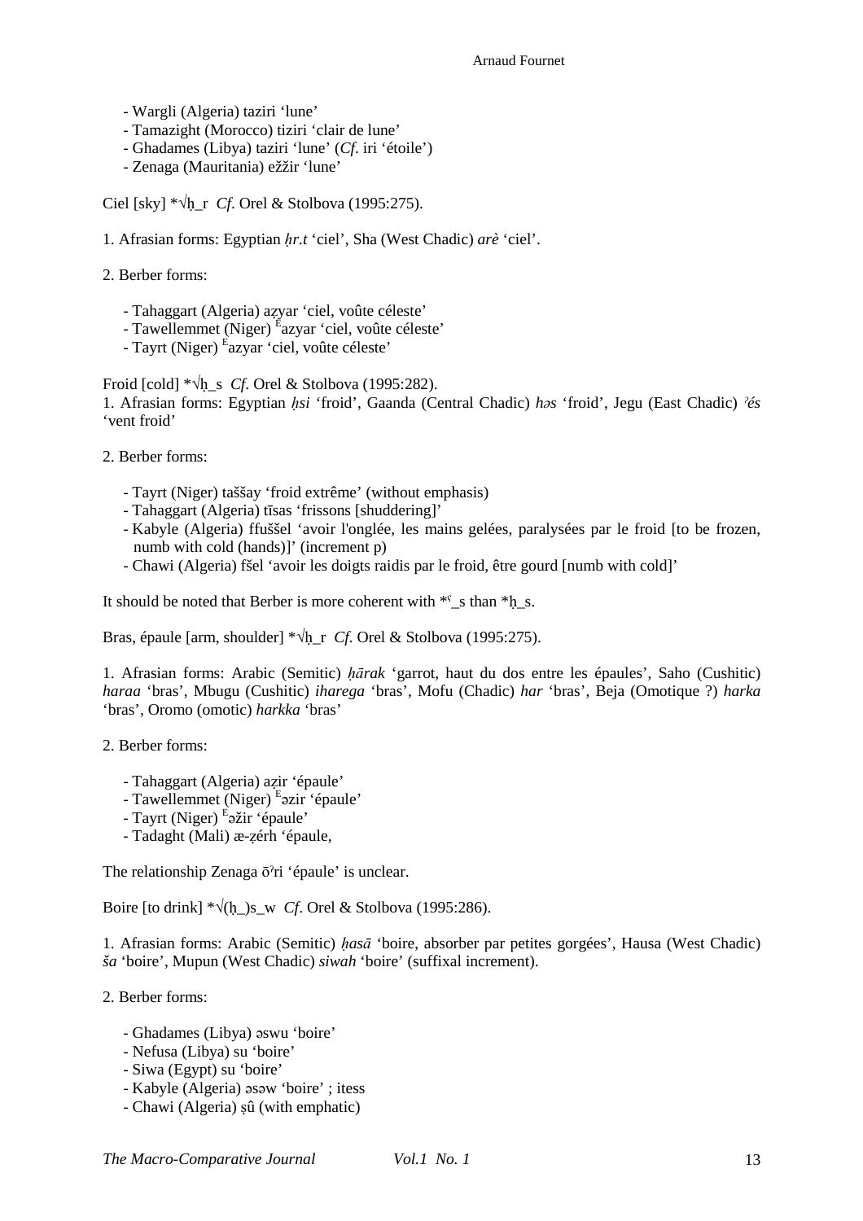- Wargli (Algeria) taziri ‘lune’
- Tamazight (Morocco) tiziri ‘clair de lune’
- Ghadames (Libya) taziri ‘lune’ (*Cf*. iri ‘étoile’)
- Zenaga (Mauritania) ežžir ‘lune’

Ciel [sky] *√ḥ_r *Cf*. Orel & Stolbova (1995:275).

1. Afrasian forms: Egyptian *ḥr.t* ‘ciel’, Sha (West Chadic) *arè* ‘ciel’.

2. Berber forms:

- Tahaggart (Algeria) aẓyar ‘ciel, voûte céleste’
- Tawellemmet (Niger) [E]azyar ‘ciel, voûte céleste’
- Tayrt (Niger) [E]azyar ‘ciel, voûte céleste’

Froid [cold] *√ḥ_s *Cf*. Orel & Stolbova (1995:282).
1. Afrasian forms: Egyptian *ḥsi* ‘froid’, Gaanda (Central Chadic) *həs* ‘froid’, Jegu (East Chadic) *ˀés* ‘vent froid’

2. Berber forms:

- Tayrt (Niger) taššay ‘froid extrême’ (without emphasis)
- Tahaggart (Algeria) tīsas ‘frissons [shuddering]’
- Kabyle (Algeria) ffuššel ‘avoir l'onglée, les mains gelées, paralysées par le froid [to be frozen, numb with cold (hands)]’ (increment p)
- Chawi (Algeria) fšel ‘avoir les doigts raidis par le froid, être gourd [numb with cold]’

It should be noted that Berber is more coherent with *ˁ_s than *ḥ_s.

Bras, épaule [arm, shoulder] *√ḥ_r *Cf*. Orel & Stolbova (1995:275).

1. Afrasian forms: Arabic (Semitic) *ḥārak* ‘garrot, haut du dos entre les épaules’, Saho (Cushitic) *haraa* ‘bras’, Mbugu (Cushitic) *iharega* ‘bras’, Mofu (Chadic) *har* ‘bras’, Beja (Omotique ?) *harka* ‘bras’, Oromo (omotic) *harkka* ‘bras’

2. Berber forms:

- Tahaggart (Algeria) aẓir ‘épaule’
- Tawellemmet (Niger) [E]əzir ‘épaule’
- Tayrt (Niger) [E]əžir ‘épaule’
- Tadaght (Mali) æ-ẓérh ‘épaule,

The relationship Zenaga ōˀri ‘épaule’ is unclear.

Boire [to drink] *√(ḥ_)s_w *Cf*. Orel & Stolbova (1995:286).

1. Afrasian forms: Arabic (Semitic) *ḥasā* ‘boire, absorber par petites gorgées’, Hausa (West Chadic) *ša* ‘boire’, Mupun (West Chadic) *siwah* ‘boire’ (suffixal increment).

2. Berber forms:

- Ghadames (Libya) əswu ‘boire’
- Nefusa (Libya) su ‘boire’
- Siwa (Egypt) su ‘boire’
- Kabyle (Algeria) əsəw ‘boire’ ; itess
- Chawi (Algeria) ṣû (with emphatic)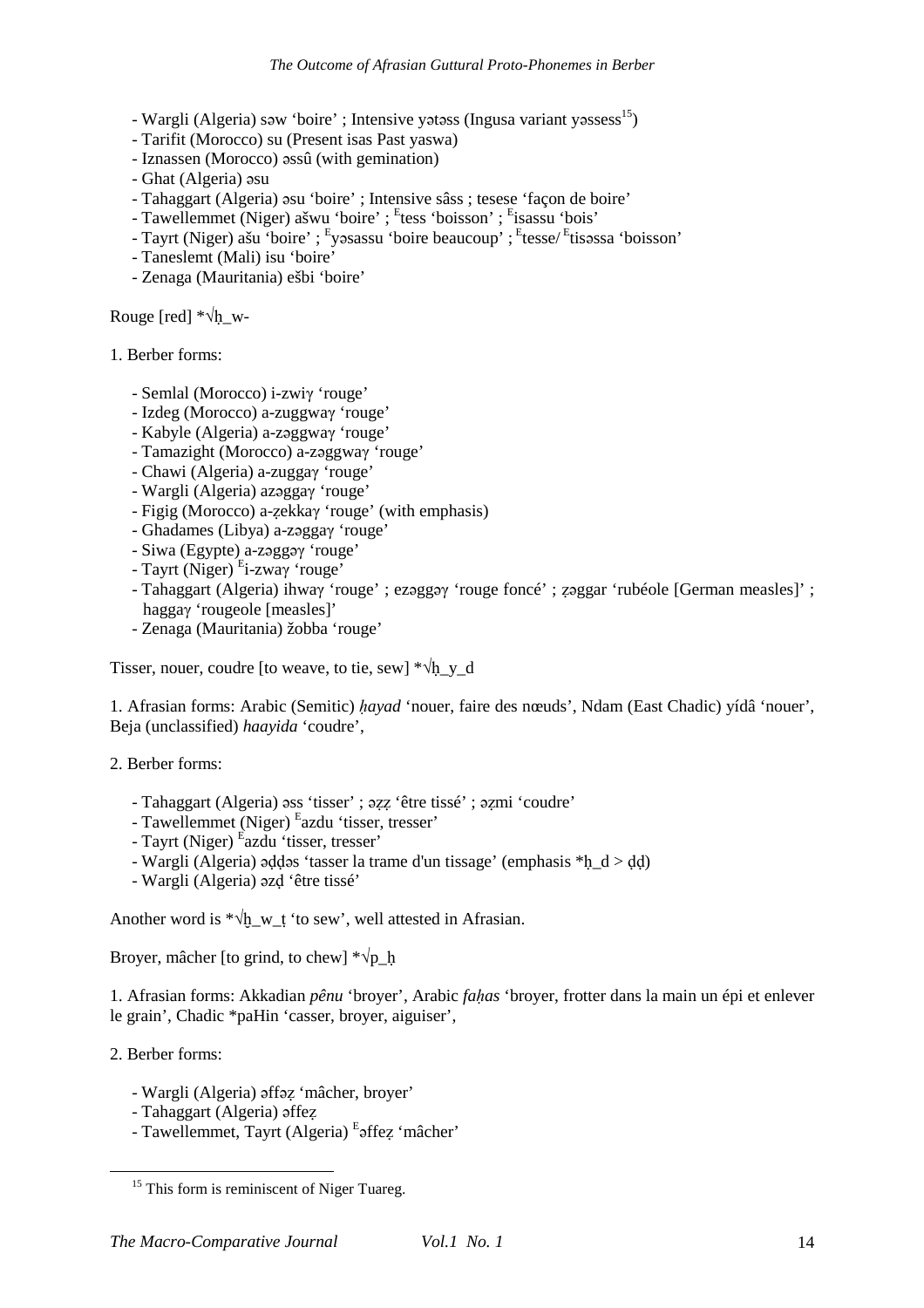- Wargli (Algeria) səw ‘boire’ ; Intensive yətəss (Ingusa variant yəssess[15])
- Tarifit (Morocco) su (Present isas Past yaswa)
- Iznassen (Morocco) əssû (with gemination)
- Ghat (Algeria) əsu
- Tahaggart (Algeria) əsu ‘boire’ ; Intensive sâss ; tesese ‘façon de boire’
- Tawellemmet (Niger) ašwu ‘boire’ ; $^{E}$tess ‘boisson’ ; $^{E}$isassu ‘bois’
- Tayrt (Niger) ašu ‘boire’ ; $^{E}$yəsassu ‘boire beaucoup’ ; $^{E}$tesse/ $^{E}$tisəssa ‘boisson’
- Taneslemt (Mali) isu ‘boire’
- Zenaga (Mauritania) ešbi ‘boire’

Rouge [red] *√ḥ_w-

1. Berber forms:

- Semlal (Morocco) i-zwiγ ‘rouge’
- Izdeg (Morocco) a-zuggwaγ ‘rouge’
- Kabyle (Algeria) a-zəggwaγ ‘rouge’
- Tamazight (Morocco) a-zəggwaγ ‘rouge’
- Chawi (Algeria) a-zuggaγ ‘rouge’
- Wargli (Algeria) azəggaγ ‘rouge’
- Figig (Morocco) a-ẓekkaγ ‘rouge’ (with emphasis)
- Ghadames (Libya) a-zəggaγ ‘rouge’
- Siwa (Egypte) a-zəggəγ ‘rouge’
- Tayrt (Niger) $^{E}$i-zwaγ ‘rouge’
- Tahaggart (Algeria) ihwaγ ‘rouge’ ; ezəggəγ ‘rouge foncé’ ; ẓəggar ‘rubéole [German measles]’ ; haggaγ ‘rougeole [measles]’
- Zenaga (Mauritania) žobba ‘rouge’

Tisser, nouer, coudre [to weave, to tie, sew] *√ḥ_y_d

1. Afrasian forms: Arabic (Semitic) *ḥayad* ‘nouer, faire des nœuds’, Ndam (East Chadic) yídâ ‘nouer’, Beja (unclassified) *haayida* ‘coudre’,

2. Berber forms:

- Tahaggart (Algeria) əss ‘tisser’ ; əẓẓ ‘être tissé’ ; əẓmi ‘coudre’
- Tawellemmet (Niger) $^{E}$azdu ‘tisser, tresser’
- Tayrt (Niger) $^{E}$azdu ‘tisser, tresser’
- Wargli (Algeria) əḍḍəs ‘tasser la trame d'un tissage’ (emphasis *ḥ_d > ḍḍ)
- Wargli (Algeria) əzḍ ‘être tissé’

Another word is *√ḫ_w_ṭ ‘to sew’, well attested in Afrasian.

Broyer, mâcher [to grind, to chew] *√p_ḥ

1. Afrasian forms: Akkadian *pênu* ‘broyer’, Arabic *faḥas* ‘broyer, frotter dans la main un épi et enlever le grain’, Chadic *paHin ‘casser, broyer, aiguiser’,

2. Berber forms:

- Wargli (Algeria) əffəẓ ‘mâcher, broyer’
- Tahaggart (Algeria) əffeẓ
- Tawellemmet, Tayrt (Algeria) $^{E}$əffeẓ ‘mâcher’

[15] This form is reminiscent of Niger Tuareg.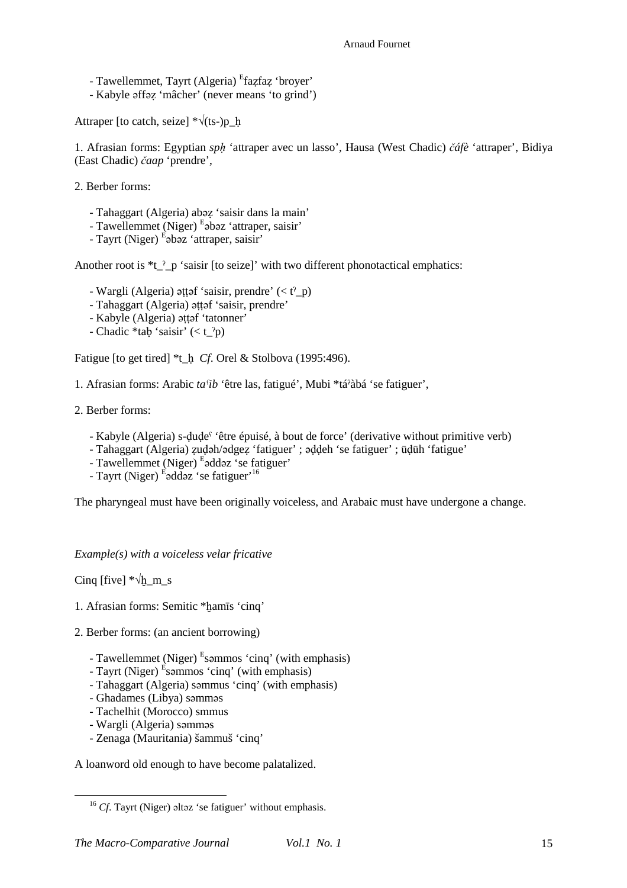- Tawellemmet, Tayrt (Algeria) ᴱfaẓfaẓ ‘broyer’
- Kabyle əffəẓ ‘mâcher’ (never means ‘to grind’)

Attraper [to catch, seize] *√(ts-)p_ḥ

1. Afrasian forms: Egyptian *spḥ* ‘attraper avec un lasso’, Hausa (West Chadic) *čáfè* ‘attraper’, Bidiya (East Chadic) *čaap* ‘prendre’,

2. Berber forms:

- Tahaggart (Algeria) abəẓ ‘saisir dans la main’
- Tawellemmet (Niger) ᴱəbəz ‘attraper, saisir’
- Tayrt (Niger) ᴱəbəz ‘attraper, saisir’

Another root is *t_ˀ_p ‘saisir [to seize]’ with two different phonotactical emphatics:

- Wargli (Algeria) əṭṭəf ‘saisir, prendre’ (< tˀ_p)
- Tahaggart (Algeria) əṭṭəf ‘saisir, prendre’
- Kabyle (Algeria) əṭṭəf ‘tatonner’
- Chadic *taḅ ‘saisir’ (< t_ˀp)

Fatigue [to get tired] *t_ḥ *Cf*. Orel & Stolbova (1995:496).

1. Afrasian forms: Arabic *taʕib* ‘être las, fatigué’, Mubi *táˀàbá ‘se fatiguer’,

2. Berber forms:

- Kabyle (Algeria) s-ḍuḍeʕ ‘être épuisé, à bout de force’ (derivative without primitive verb)
- Tahaggart (Algeria) ẓuḍəh/ədgeẓ ‘fatiguer’ ; əḍḍeh ‘se fatiguer’ ; ūḍūh ‘fatigue’
- Tawellemmet (Niger) ᴱəddəz ‘se fatiguer’
- Tayrt (Niger) ᴱəddəz ‘se fatiguer’[16]

The pharyngeal must have been originally voiceless, and Arabaic must have undergone a change.

*Example(s) with a voiceless velar fricative*

Cinq [five] *√ẖ_m_s

1. Afrasian forms: Semitic *ẖamīs ‘cinq’

2. Berber forms: (an ancient borrowing)

- Tawellemmet (Niger) ᴱsəmmos ‘cinq’ (with emphasis)
- Tayrt (Niger) ᴱsəmmos ‘cinq’ (with emphasis)
- Tahaggart (Algeria) səmmus ‘cinq’ (with emphasis)
- Ghadames (Libya) səmməs
- Tachelhit (Morocco) smmus
- Wargli (Algeria) səmməs
- Zenaga (Mauritania) šammuš ‘cinq’

A loanword old enough to have become palatalized.

---

[16] *Cf*. Tayrt (Niger) əltəz ‘se fatiguer’ without emphasis.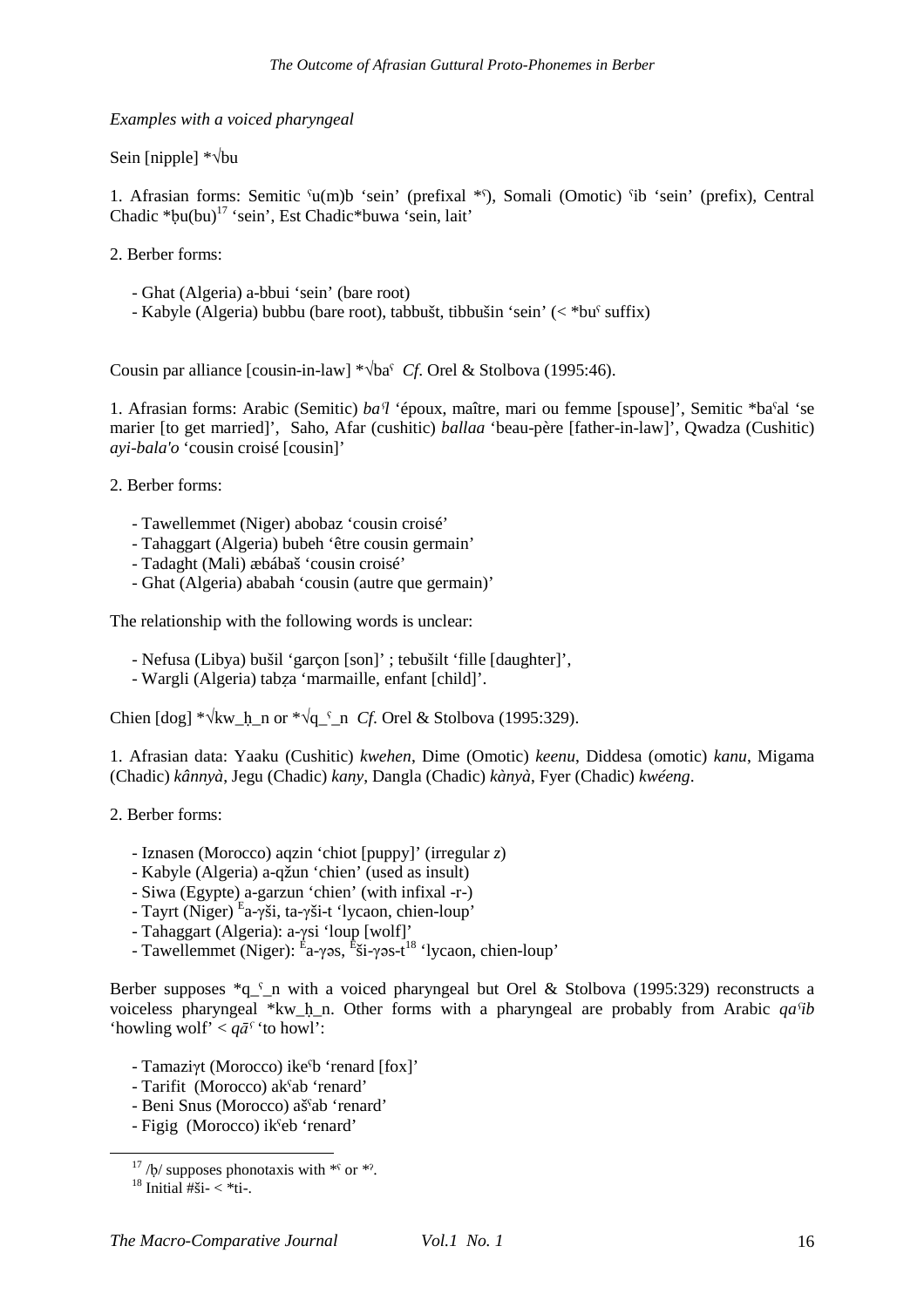*Examples with a voiced pharyngeal*

Sein [nipple] *√bu

1. Afrasian forms: Semitic ʿu(m)b 'sein' (prefixal *ʿ), Somali (Omotic) ʿib 'sein' (prefix), Central Chadic *ḅu(bu)[17] 'sein', Est Chadic*buwa 'sein, lait'

2. Berber forms:

- Ghat (Algeria) a-bbui 'sein' (bare root)
- Kabyle (Algeria) bubbu (bare root), tabbušt, tibbušin 'sein' (< *buʿ suffix)

Cousin par alliance [cousin-in-law] *√baʿ *Cf*. Orel & Stolbova (1995:46).

1. Afrasian forms: Arabic (Semitic) *baʿl* 'époux, maître, mari ou femme [spouse]', Semitic *baʿal 'se marier [to get married]', Saho, Afar (cushitic) *ballaa* 'beau-père [father-in-law]', Qwadza (Cushitic) *ayi-bala'o* 'cousin croisé [cousin]'

2. Berber forms:

- Tawellemmet (Niger) abobaz 'cousin croisé'
- Tahaggart (Algeria) bubeh 'être cousin germain'
- Tadaght (Mali) æbábaš 'cousin croisé'
- Ghat (Algeria) ababah 'cousin (autre que germain)'

The relationship with the following words is unclear:

- Nefusa (Libya) bušil 'garçon [son]' ; tebušilt 'fille [daughter]',
- Wargli (Algeria) tabẓa 'marmaille, enfant [child]'.

Chien [dog] *√kw_ḥ_n or *√q_ʿ_n *Cf*. Orel & Stolbova (1995:329).

1. Afrasian data: Yaaku (Cushitic) *kwehen*, Dime (Omotic) *keenu*, Diddesa (omotic) *kanu*, Migama (Chadic) *kânnyà*, Jegu (Chadic) *kany*, Dangla (Chadic) *kànyà*, Fyer (Chadic) *kwéeng*.

2. Berber forms:

- Iznasen (Morocco) aqzin 'chiot [puppy]' (irregular *z*)
- Kabyle (Algeria) a-qžun 'chien' (used as insult)
- Siwa (Egypte) a-garzun 'chien' (with infixal -r-)
- Tayrt (Niger) ᴱa-γši, ta-γši-t 'lycaon, chien-loup'
- Tahaggart (Algeria): a-γsi 'loup [wolf]'
- Tawellemmet (Niger): ᴱa-γəs, ᴱši-γəs-t[18] 'lycaon, chien-loup'

Berber supposes *q_ʿ_n with a voiced pharyngeal but Orel & Stolbova (1995:329) reconstructs a voiceless pharyngeal *kw_ḥ_n. Other forms with a pharyngeal are probably from Arabic *qaʿib* 'howling wolf' < *qāʿ* 'to howl':

- Tamaziγt (Morocco) ikeʿb 'renard [fox]'
- Tarifit (Morocco) akʿab 'renard'
- Beni Snus (Morocco) ašʿab 'renard'
- Figig (Morocco) ikʿeb 'renard'

---

[17] /ḅ/ supposes phonotaxis with *ʿ or *ˀ.

[18] Initial #ši- < *ti-.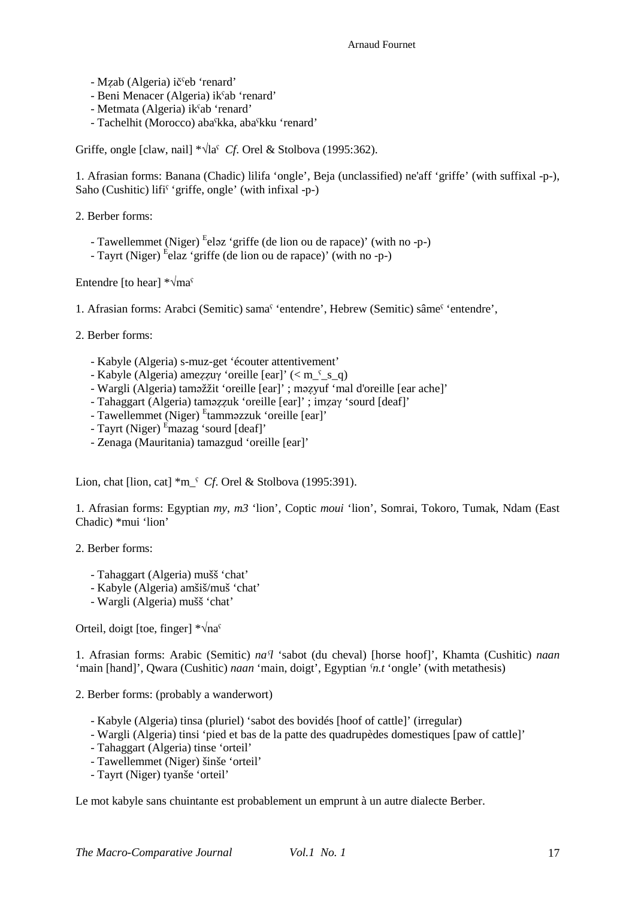- Mẓab (Algeria) ičˤeb ‘renard’
- Beni Menacer (Algeria) ikˤab ‘renard’
- Metmata (Algeria) ikˤab ‘renard’
- Tachelhit (Morocco) abaˤkka, abaˤkku ‘renard’

Griffe, ongle [claw, nail] *√laˤ *Cf*. Orel & Stolbova (1995:362).

1. Afrasian forms: Banana (Chadic) lilifa ‘ongle’, Beja (unclassified) ne'aff ‘griffe’ (with suffixal -p-), Saho (Cushitic) lifiˤ ‘griffe, ongle’ (with infixal -p-)

2. Berber forms:

- Tawellemmet (Niger) ᴱeləz ‘griffe (de lion ou de rapace)’ (with no -p-)
- Tayrt (Niger) ᴱelaz ‘griffe (de lion ou de rapace)’ (with no -p-)

Entendre [to hear] *√maˤ

1. Afrasian forms: Arabci (Semitic) samaˤ ‘entendre’, Hebrew (Semitic) sâmeˤ ‘entendre’,

2. Berber forms:

- Kabyle (Algeria) s-muz-get ‘écouter attentivement’
- Kabyle (Algeria) ameẓẓuɣ ‘oreille [ear]’ (< m_ˤ_s_q)
- Wargli (Algeria) taməžžit ‘oreille [ear]’ ; məẓyuf ‘mal d'oreille [ear ache]’
- Tahaggart (Algeria) taməẓẓuk ‘oreille [ear]’ ; imẓaɣ ‘sourd [deaf]’
- Tawellemmet (Niger) ᴱtamməzzuk ‘oreille [ear]’
- Tayrt (Niger) ᴱmazag ‘sourd [deaf]’
- Zenaga (Mauritania) tamazgud ‘oreille [ear]’

Lion, chat [lion, cat] *m_ˤ *Cf*. Orel & Stolbova (1995:391).

1. Afrasian forms: Egyptian *my*, *m3* ‘lion’, Coptic *moui* ‘lion’, Somrai, Tokoro, Tumak, Ndam (East Chadic) *mui ‘lion’

2. Berber forms:

- Tahaggart (Algeria) mušš ‘chat’
- Kabyle (Algeria) amšiš/muš ‘chat’
- Wargli (Algeria) mušš ‘chat’

Orteil, doigt [toe, finger] *√naˤ

1. Afrasian forms: Arabic (Semitic) *naˤl* ‘sabot (du cheval) [horse hoof]’, Khamta (Cushitic) *naan* ‘main [hand]’, Qwara (Cushitic) *naan* ‘main, doigt’, Egyptian *ˤn.t* ‘ongle’ (with metathesis)

2. Berber forms: (probably a wanderwort)

- Kabyle (Algeria) tinsa (pluriel) ‘sabot des bovidés [hoof of cattle]’ (irregular)
- Wargli (Algeria) tinsi ‘pied et bas de la patte des quadrupèdes domestiques [paw of cattle]’
- Tahaggart (Algeria) tinse ‘orteil’
- Tawellemmet (Niger) šinše ‘orteil’
- Tayrt (Niger) tyanše ‘orteil’

Le mot kabyle sans chuintante est probablement un emprunt à un autre dialecte Berber.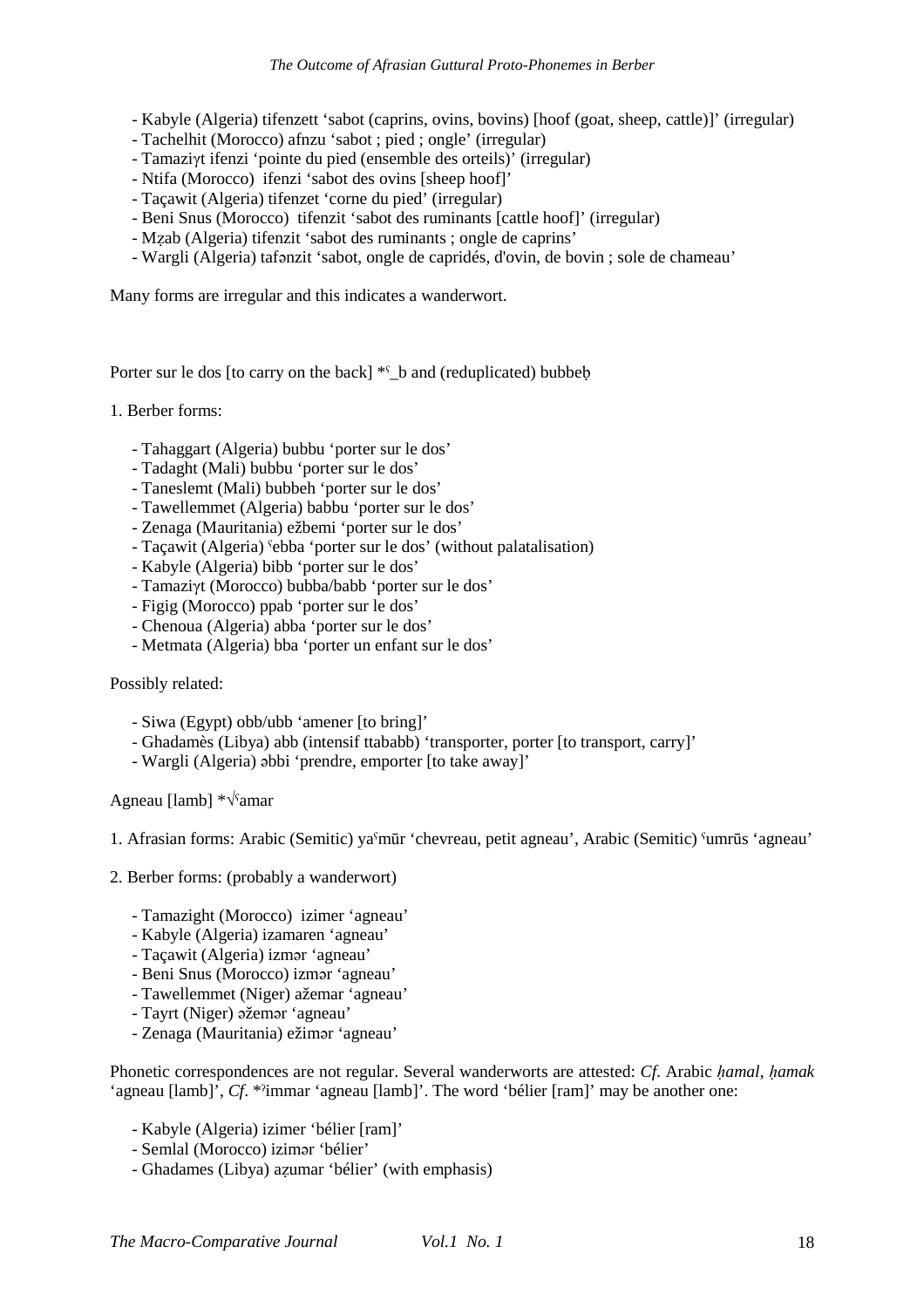- Kabyle (Algeria) tifenzett ‘sabot (caprins, ovins, bovins) [hoof (goat, sheep, cattle)]’ (irregular)
- Tachelhit (Morocco) afnzu ‘sabot ; pied ; ongle’ (irregular)
- Tamaziɣt ifenzi ‘pointe du pied (ensemble des orteils)’ (irregular)
- Ntifa (Morocco) ifenzi ‘sabot des ovins [sheep hoof]’
- Taçawit (Algeria) tifenzet ‘corne du pied’ (irregular)
- Beni Snus (Morocco) tifenzit ‘sabot des ruminants [cattle hoof]’ (irregular)
- Mẓab (Algeria) tifenzit ‘sabot des ruminants ; ongle de caprins’
- Wargli (Algeria) tafənzit ‘sabot, ongle de capridés, d'ovin, de bovin ; sole de chameau’

Many forms are irregular and this indicates a wanderwort.

Porter sur le dos [to carry on the back] *ˁ_b and (reduplicated) bubbeḥ

1. Berber forms:

- Tahaggart (Algeria) bubbu ‘porter sur le dos’
- Tadaght (Mali) bubbu ‘porter sur le dos’
- Taneslemt (Mali) bubbeh ‘porter sur le dos’
- Tawellemmet (Algeria) babbu ‘porter sur le dos’
- Zenaga (Mauritania) ežbemi ‘porter sur le dos’
- Taçawit (Algeria) ˁebba ‘porter sur le dos’ (without palatalisation)
- Kabyle (Algeria) bibb ‘porter sur le dos’
- Tamaziɣt (Morocco) bubba/babb ‘porter sur le dos’
- Figig (Morocco) ppab ‘porter sur le dos’
- Chenoua (Algeria) abba ‘porter sur le dos’
- Metmata (Algeria) bba ‘porter un enfant sur le dos’

Possibly related:

- Siwa (Egypt) obb/ubb ‘amener [to bring]’
- Ghadamès (Libya) abb (intensif ttababb) ‘transporter, porter [to transport, carry]’
- Wargli (Algeria) əbbi ‘prendre, emporter [to take away]’

Agneau [lamb] *√ˁamar

1. Afrasian forms: Arabic (Semitic) yaˁmūr ‘chevreau, petit agneau’, Arabic (Semitic) ˁumrūs ‘agneau’

2. Berber forms: (probably a wanderwort)

- Tamazight (Morocco) izimer ‘agneau’
- Kabyle (Algeria) izamaren ‘agneau’
- Taçawit (Algeria) izmər ‘agneau’
- Beni Snus (Morocco) izmər ‘agneau’
- Tawellemmet (Niger) ažemar ‘agneau’
- Tayrt (Niger) əžemər ‘agneau’
- Zenaga (Mauritania) ežimər ‘agneau’

Phonetic correspondences are not regular. Several wanderworts are attested: *Cf*. Arabic *ḥamal*, *ḥamak* ‘agneau [lamb]’, *Cf*. *ˀimmar ‘agneau [lamb]’. The word ‘bélier [ram]’ may be another one:

- Kabyle (Algeria) izimer ‘bélier [ram]’
- Semlal (Morocco) izimər ‘bélier’
- Ghadames (Libya) aẓumar ‘bélier’ (with emphasis)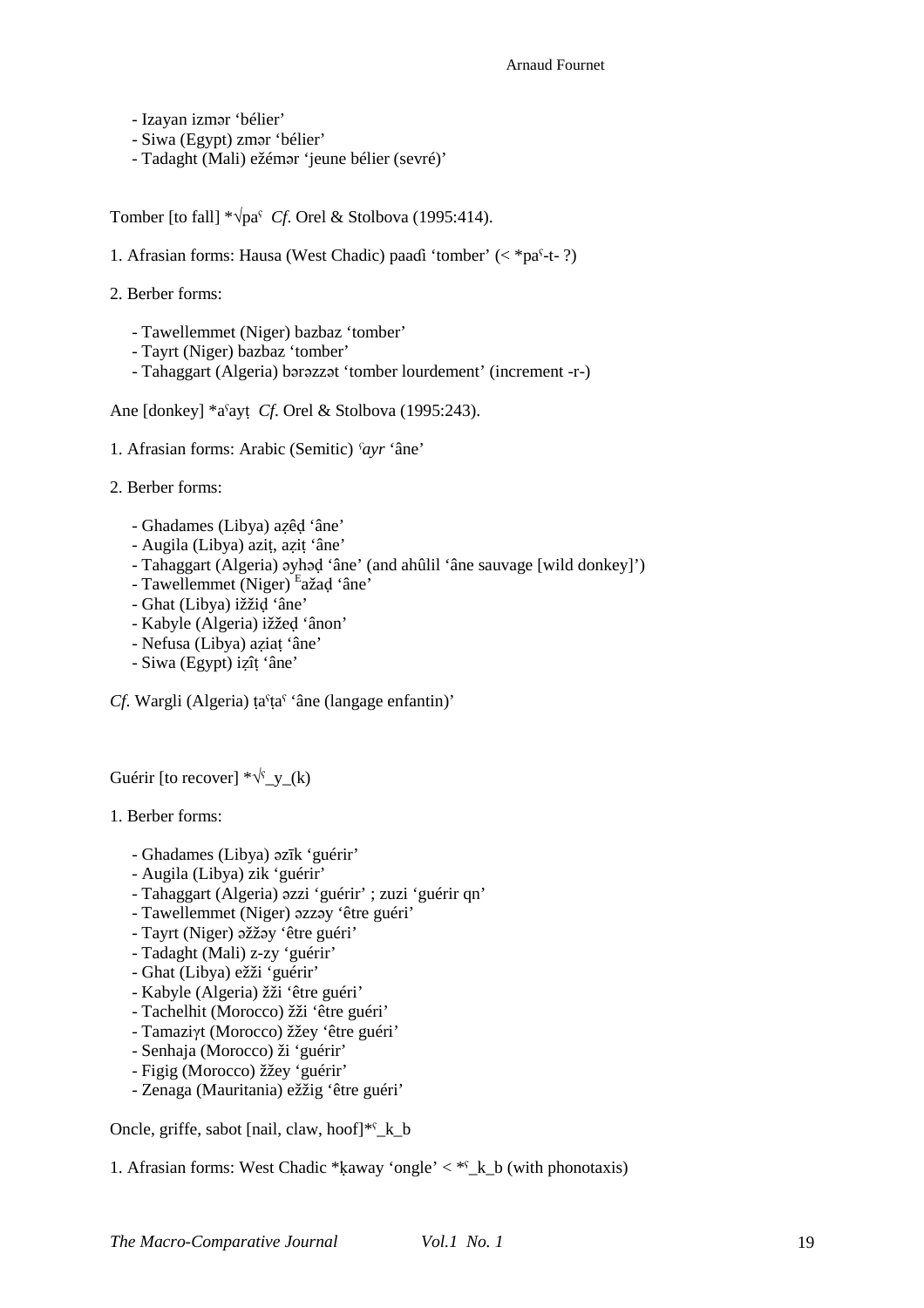- Izayan izmər ‘bélier’
- Siwa (Egypt) zmər ‘bélier’
- Tadaght (Mali) ežémər ‘jeune bélier (sevré)’

Tomber [to fall] *√paʕ *Cf*. Orel & Stolbova (1995:414).

1. Afrasian forms: Hausa (West Chadic) paadì ‘tomber’ (< *paʕ-t- ?)

2. Berber forms:

- Tawellemmet (Niger) bazbaz ‘tomber’
- Tayrt (Niger) bazbaz ‘tomber’
- Tahaggart (Algeria) bərəzzət ‘tomber lourdement’ (increment -r-)

Ane [donkey] *aʕayṭ *Cf*. Orel & Stolbova (1995:243).

1. Afrasian forms: Arabic (Semitic) *ʕayr* ‘âne’

2. Berber forms:

- Ghadames (Libya) aẓêḍ ‘âne’
- Augila (Libya) aziṭ, aẓiṭ ‘âne’
- Tahaggart (Algeria) əyhəḍ ‘âne’ (and ahûlil ‘âne sauvage [wild donkey]’)
- Tawellemmet (Niger) [E]ažaḍ ‘âne’
- Ghat (Libya) iǯǯiḍ ‘âne’
- Kabyle (Algeria) iǯǯeḍ ‘ânon’
- Nefusa (Libya) aẓiaṭ ‘âne’
- Siwa (Egypt) iẓîṭ ‘âne’

*Cf*. Wargli (Algeria) ṭaʕṭaʕ ‘âne (langage enfantin)’

Guérir [to recover] *√ʕ_y_(k)

1. Berber forms:

- Ghadames (Libya) əzīk ‘guérir’
- Augila (Libya) zik ‘guérir’
- Tahaggart (Algeria) əzzi ‘guérir’ ; zuzi ‘guérir qn’
- Tawellemmet (Niger) əzzəy ‘être guéri’
- Tayrt (Niger) əǯǯəy ‘être guéri’
- Tadaght (Mali) z-zy ‘guérir’
- Ghat (Libya) eǯǯi ‘guérir’
- Kabyle (Algeria) ǯǯi ‘être guéri’
- Tachelhit (Morocco) ǯǯi ‘être guéri’
- Tamaziɣt (Morocco) ǯǯey ‘être guéri’
- Senhaja (Morocco) ǯi ‘guérir’
- Figig (Morocco) ǯǯey ‘guérir’
- Zenaga (Mauritania) eǯǯig ‘être guéri’

Oncle, griffe, sabot [nail, claw, hoof]*ʕ_k_b

1. Afrasian forms: West Chadic *ḳaway ‘ongle’ < *ʕ_k_b (with phonotaxis)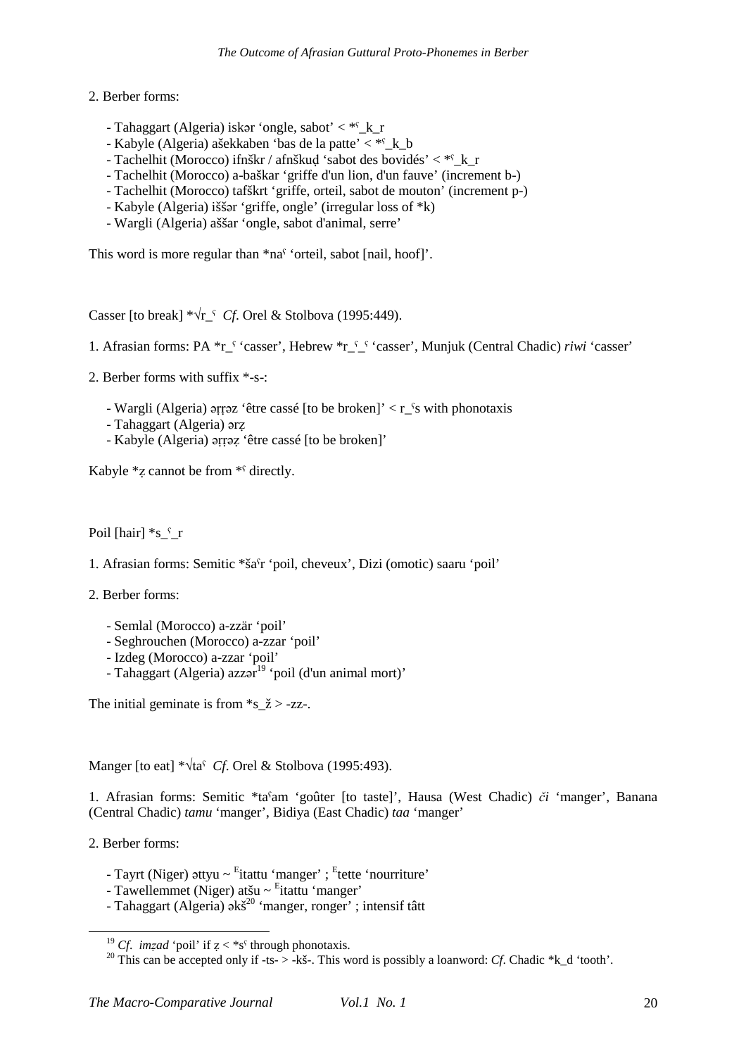2. Berber forms:

- Tahaggart (Algeria) iskər ‘ongle, sabot’ < *ˁ_k_r
- Kabyle (Algeria) ašekkaben ‘bas de la patte’ < *ˁ_k_b
- Tachelhit (Morocco) ifnškr / afnškuḍ ‘sabot des bovidés’ < *ˁ_k_r
- Tachelhit (Morocco) a-baškar ‘griffe d'un lion, d'un fauve’ (increment b-)
- Tachelhit (Morocco) tafškrt ‘griffe, orteil, sabot de mouton’ (increment p-)
- Kabyle (Algeria) iššər ‘griffe, ongle’ (irregular loss of *k)
- Wargli (Algeria) aššar ‘ongle, sabot d'animal, serre’

This word is more regular than *naˁ ‘orteil, sabot [nail, hoof]’.

Casser [to break] *√r_ˁ *Cf*. Orel & Stolbova (1995:449).

1. Afrasian forms: PA *r_ˁ ‘casser’, Hebrew *r_ˁ_ˁ ‘casser’, Munjuk (Central Chadic) *riwi* ‘casser’

2. Berber forms with suffix *-s-:

- Wargli (Algeria) əṛṛəz ‘être cassé [to be broken]’ < r_ˁs with phonotaxis
- Tahaggart (Algeria) ərẓ
- Kabyle (Algeria) əṛṛəẓ ‘être cassé [to be broken]’

Kabyle *ẓ cannot be from *ˁ directly.

Poil [hair] *s_ˁ_r

1. Afrasian forms: Semitic *šaˁr ‘poil, cheveux’, Dizi (omotic) saaru ‘poil’

2. Berber forms:

- Semlal (Morocco) a-zzär ‘poil’
- Seghrouchen (Morocco) a-zzar ‘poil’
- Izdeg (Morocco) a-zzar ‘poil’
- Tahaggart (Algeria) azzər[19] ‘poil (d'un animal mort)’

The initial geminate is from *s_ž > -zz-.

Manger [to eat] *√taˁ *Cf*. Orel & Stolbova (1995:493).

1. Afrasian forms: Semitic *taˁam ‘goûter [to taste]’, Hausa (West Chadic) *či* ‘manger’, Banana (Central Chadic) *tamu* ‘manger’, Bidiya (East Chadic) *taa* ‘manger’

2. Berber forms:

- Tayrt (Niger) əttyu ~ [E]itattu ‘manger’ ; [E]tette ‘nourriture’
- Tawellemmet (Niger) atšu ~ [E]itattu ‘manger’
- Tahaggart (Algeria) əkš[20] ‘manger, ronger’ ; intensif tâtt

---

[19] *Cf*. *imẓad* ‘poil’ if ẓ < *sˁ through phonotaxis.

[20] This can be accepted only if -ts- > -kš-. This word is possibly a loanword: *Cf*. Chadic *k_d ‘tooth’.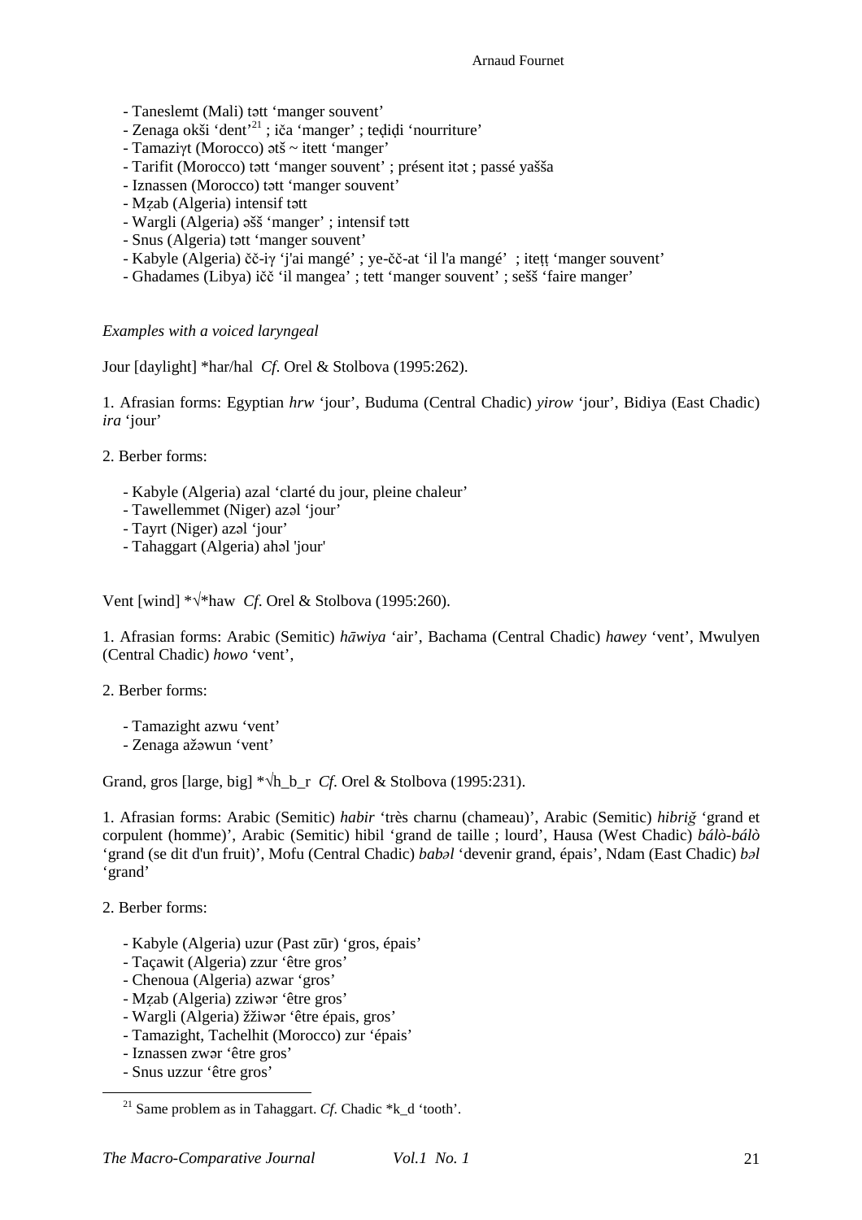- Taneslemt (Mali) tətt ‘manger souvent’
- Zenaga okši ‘dent’[21] ; iča ‘manger’ ; teḍiḍi ‘nourriture’
- Tamaziγt (Morocco) ətš ~ itett ‘manger’
- Tarifit (Morocco) tətt ‘manger souvent’ ; présent itət ; passé yašša
- Iznassen (Morocco) tətt ‘manger souvent’
- Mẓab (Algeria) intensif tətt
- Wargli (Algeria) əšš ‘manger’ ; intensif tətt
- Snus (Algeria) tətt ‘manger souvent’
- Kabyle (Algeria) čč-iγ ‘j'ai mangé’ ; ye-čč-at ‘il l'a mangé’ ; iteṭṭ ‘manger souvent’
- Ghadames (Libya) ičč ‘il mangea’ ; tett ‘manger souvent’ ; sešš ‘faire manger’

*Examples with a voiced laryngeal*

Jour [daylight] *har/hal *Cf*. Orel & Stolbova (1995:262).

1. Afrasian forms: Egyptian *hrw* ‘jour’, Buduma (Central Chadic) *yirow* ‘jour’, Bidiya (East Chadic) *ira* ‘jour’

2. Berber forms:

- Kabyle (Algeria) azal ‘clarté du jour, pleine chaleur’
- Tawellemmet (Niger) azəl ‘jour’
- Tayrt (Niger) azəl ‘jour’
- Tahaggart (Algeria) ahəl 'jour'

Vent [wind] *√*haw *Cf*. Orel & Stolbova (1995:260).

1. Afrasian forms: Arabic (Semitic) *hāwiya* ‘air’, Bachama (Central Chadic) *hawey* ‘vent’, Mwulyen (Central Chadic) *howo* ‘vent’,

2. Berber forms:

- Tamazight azwu ‘vent’
- Zenaga ažəwun ‘vent’

Grand, gros [large, big] *√h_b_r *Cf*. Orel & Stolbova (1995:231).

1. Afrasian forms: Arabic (Semitic) *habir* ‘très charnu (chameau)’, Arabic (Semitic) *hibriğ* ‘grand et corpulent (homme)’, Arabic (Semitic) hibil ‘grand de taille ; lourd’, Hausa (West Chadic) *bálò-bálò* ‘grand (se dit d'un fruit)’, Mofu (Central Chadic) *babəl* ‘devenir grand, épais’, Ndam (East Chadic) *bəl* ‘grand’

2. Berber forms:

- Kabyle (Algeria) uzur (Past zūr) ‘gros, épais’
- Taçawit (Algeria) zzur ‘être gros’
- Chenoua (Algeria) azwar ‘gros’
- Mẓab (Algeria) zziwər ‘être gros’
- Wargli (Algeria) žžiwər ‘être épais, gros’
- Tamazight, Tachelhit (Morocco) zur ‘épais’
- Iznassen zwər ‘être gros’
- Snus uzzur ‘être gros’

---

[21] Same problem as in Tahaggart. *Cf*. Chadic *k_d ‘tooth’.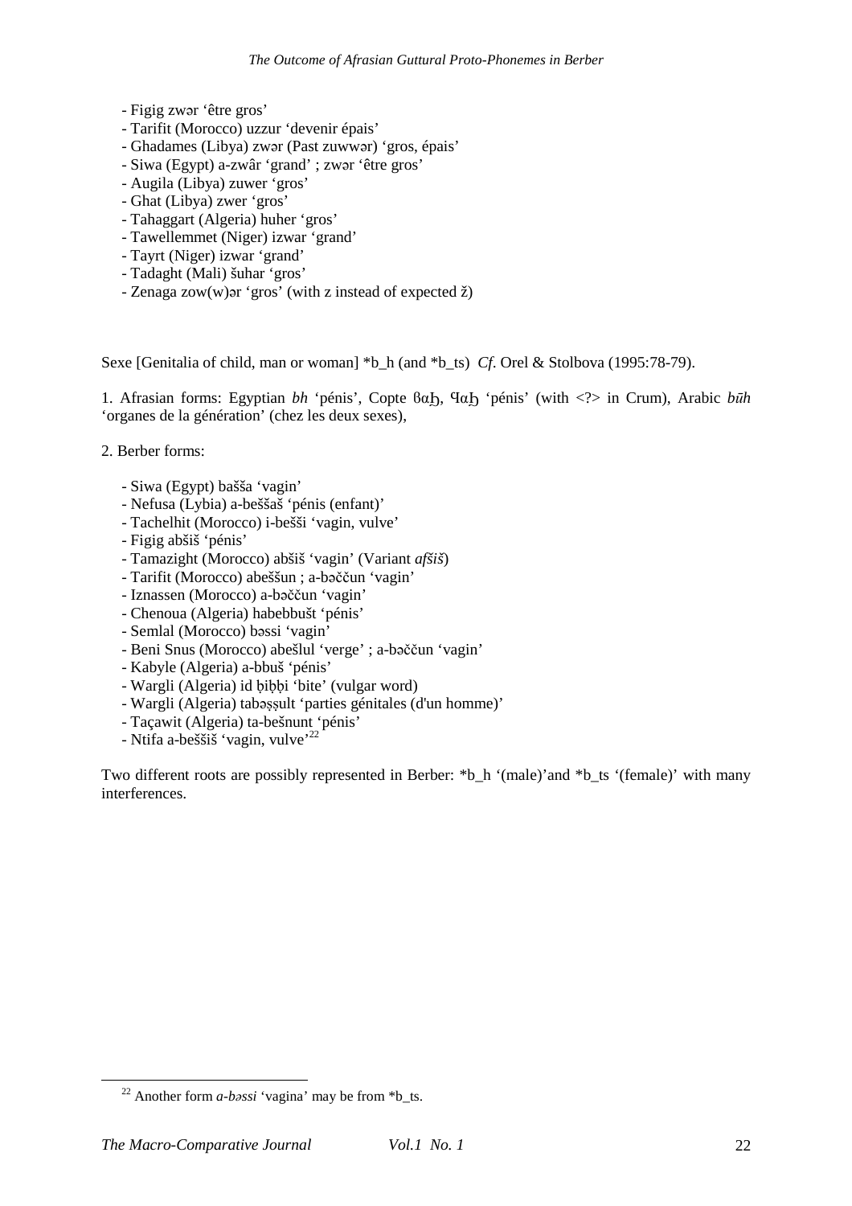- Figig zwər ‘être gros’
- Tarifit (Morocco) uzzur ‘devenir épais’
- Ghadames (Libya) zwər (Past zuwwər) ‘gros, épais’
- Siwa (Egypt) a-zwâr ‘grand’ ; zwər ‘être gros’
- Augila (Libya) zuwer ‘gros’
- Ghat (Libya) zwer ‘gros’
- Tahaggart (Algeria) huher ‘gros’
- Tawellemmet (Niger) izwar ‘grand’
- Tayrt (Niger) izwar ‘grand’
- Tadaght (Mali) šuhar ‘gros’
- Zenaga zow(w)ər ‘gros’ (with z instead of expected ž)

Sexe [Genitalia of child, man or woman] *b_h (and *b_ts) *Cf*. Orel & Stolbova (1995:78-79).

1. Afrasian forms: Egyptian *bh* ‘pénis’, Copte βαϦ, ϤαϦ ‘pénis’ (with <?> in Crum), Arabic *būh* ‘organes de la génération’ (chez les deux sexes),

2. Berber forms:

- Siwa (Egypt) bašša ‘vagin’
- Nefusa (Lybia) a-beššaš ‘pénis (enfant)’
- Tachelhit (Morocco) i-bešši ‘vagin, vulve’
- Figig abšiš ‘pénis’
- Tamazight (Morocco) abšiš ‘vagin’ (Variant *afšiš*)
- Tarifit (Morocco) abeššun ; a-bəččun ‘vagin’
- Iznassen (Morocco) a-bəččun ‘vagin’
- Chenoua (Algeria) habebbušt ‘pénis’
- Semlal (Morocco) bəssi ‘vagin’
- Beni Snus (Morocco) abešlul ‘verge’ ; a-bəččun ‘vagin’
- Kabyle (Algeria) a-bbuš ‘pénis’
- Wargli (Algeria) id ḅiḅḅi ‘bite’ (vulgar word)
- Wargli (Algeria) tabəṣṣult ‘parties génitales (d'un homme)’
- Taçawit (Algeria) ta-bešnunt ‘pénis’
- Ntifa a-beššiš ‘vagin, vulve’[22]

Two different roots are possibly represented in Berber: *b_h ‘(male)’and *b_ts ‘(female)’ with many interferences.

[22] Another form *a-bəssi* ‘vagina’ may be from *b_ts.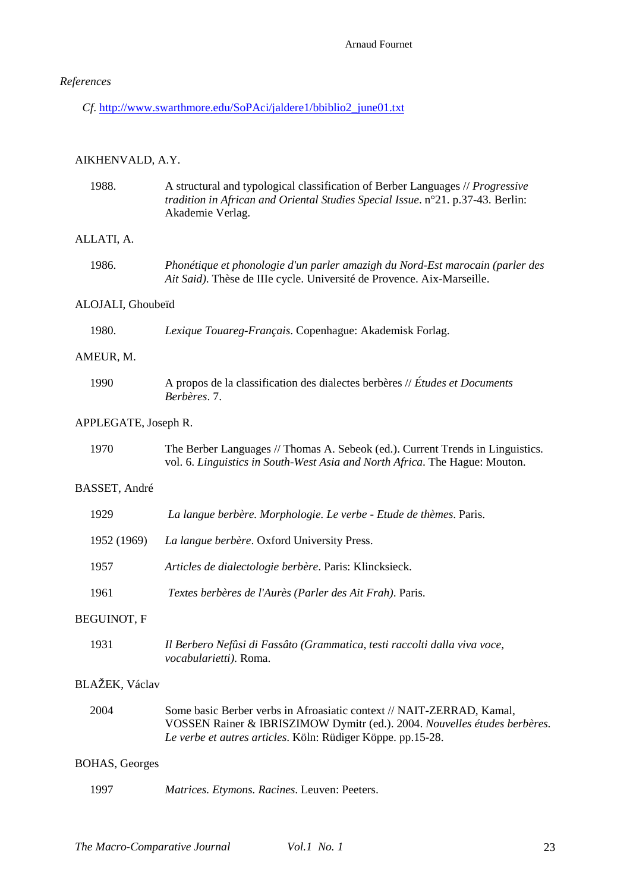*References*

*Cf.* http://www.swarthmore.edu/SoPAci/jaldere1/bbiblio2_june01.txt

AIKHENVALD, A.Y.

1988. A structural and typological classification of Berber Languages // *Progressive tradition in African and Oriental Studies Special Issue*. n°21. p.37-43. Berlin: Akademie Verlag.

ALLATI, A.

1986. *Phonétique et phonologie d'un parler amazigh du Nord-Est marocain (parler des Ait Said)*. Thèse de IIIe cycle. Université de Provence. Aix-Marseille.

ALOJALI, Ghoubeïd

1980. *Lexique Touareg-Français*. Copenhague: Akademisk Forlag.

AMEUR, M.

1990 A propos de la classification des dialectes berbères // *Études et Documents Berbères*. 7.

APPLEGATE, Joseph R.

1970 The Berber Languages // Thomas A. Sebeok (ed.). Current Trends in Linguistics. vol. 6. *Linguistics in South-West Asia and North Africa*. The Hague: Mouton.

BASSET, André

1929 *La langue berbère. Morphologie. Le verbe - Etude de thèmes*. Paris.

1952 (1969) *La langue berbère*. Oxford University Press.

1957 *Articles de dialectologie berbère*. Paris: Klincksieck.

1961 *Textes berbères de l'Aurès (Parler des Ait Frah)*. Paris.

BEGUINOT, F

1931 *Il Berbero Nefûsi di Fassâto (Grammatica, testi raccolti dalla viva voce, vocabularietti)*. Roma.

BLAŽEK, Václav

2004 Some basic Berber verbs in Afroasiatic context // NAIT-ZERRAD, Kamal, VOSSEN Rainer & IBRISZIMOW Dymitr (ed.). 2004. *Nouvelles études berbères. Le verbe et autres articles*. Köln: Rüdiger Köppe. pp.15-28.

BOHAS, Georges

1997 *Matrices. Etymons. Racines*. Leuven: Peeters.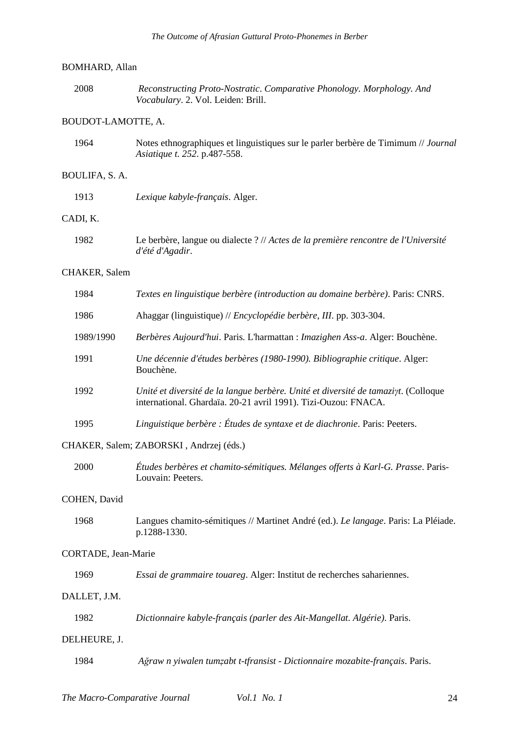BOMHARD, Allan

2008 *Reconstructing Proto-Nostratic. Comparative Phonology. Morphology. And Vocabulary*. 2. Vol. Leiden: Brill.

BOUDOT-LAMOTTE, A.

1964 Notes ethnographiques et linguistiques sur le parler berbère de Timimum // *Journal Asiatique t. 252*. p.487-558.

BOULIFA, S. A.

1913 *Lexique kabyle-français*. Alger.

CADI, K.

1982 Le berbère, langue ou dialecte ? // *Actes de la première rencontre de l'Université d'été d'Agadir*.

CHAKER, Salem

1984 *Textes en linguistique berbère (introduction au domaine berbère)*. Paris: CNRS.

1986 Ahaggar (linguistique) // *Encyclopédie berbère, III*. pp. 303-304.

1989/1990 *Berbères Aujourd'hui*. Paris. L'harmattan : *Imazighen Ass-a*. Alger: Bouchène.

1991 *Une décennie d'études berbères (1980-1990). Bibliographie critique*. Alger: Bouchène.

1992 *Unité et diversité de la langue berbère. Unité et diversité de tamaziɣt*. (Colloque international. Ghardaïa. 20-21 avril 1991). Tizi-Ouzou: FNACA.

1995 *Linguistique berbère : Études de syntaxe et de diachronie*. Paris: Peeters.

CHAKER, Salem; ZABORSKI , Andrzej (éds.)

2000 *Études berbères et chamito-sémitiques. Mélanges offerts à Karl-G. Prasse*. Paris-Louvain: Peeters.

COHEN, David

1968 Langues chamito-sémitiques // Martinet André (ed.). *Le langage*. Paris: La Pléiade. p.1288-1330.

CORTADE, Jean-Marie

1969 *Essai de grammaire touareg*. Alger: Institut de recherches sahariennes.

DALLET, J.M.

1982 *Dictionnaire kabyle-français (parler des Ait-Mangellat. Algérie)*. Paris.

DELHEURE, J.

1984 *Ağraw n yiwalen tumẓabt t-tfransist - Dictionnaire mozabite-français*. Paris.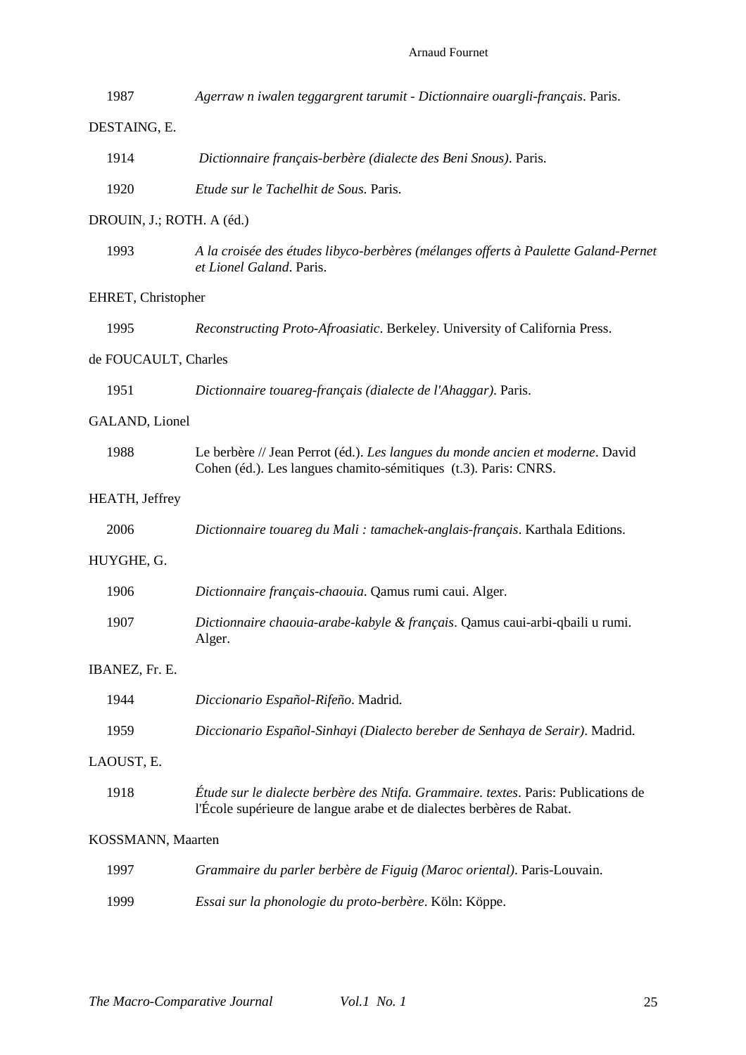1987 *Agerraw n iwalen teggargrent tarumit - Dictionnaire ouargli-français*. Paris.

DESTAING, E.

1914 *Dictionnaire français-berbère (dialecte des Beni Snous)*. Paris.

1920 *Etude sur le Tachelhit de Sous*. Paris.

DROUIN, J.; ROTH. A (éd.)

1993 *A la croisée des études libyco-berbères (mélanges offerts à Paulette Galand-Pernet et Lionel Galand*. Paris.

EHRET, Christopher

1995 *Reconstructing Proto-Afroasiatic*. Berkeley. University of California Press.

de FOUCAULT, Charles

1951 *Dictionnaire touareg-français (dialecte de l'Ahaggar)*. Paris.

GALAND, Lionel

1988 Le berbère // Jean Perrot (éd.). *Les langues du monde ancien et moderne*. David Cohen (éd.). Les langues chamito-sémitiques (t.3). Paris: CNRS.

HEATH, Jeffrey

2006 *Dictionnaire touareg du Mali : tamachek-anglais-français*. Karthala Editions.

HUYGHE, G.

1906 *Dictionnaire français-chaouia*. Qamus rumi caui. Alger.

1907 *Dictionnaire chaouia-arabe-kabyle & français*. Qamus caui-arbi-qbaili u rumi. Alger.

IBANEZ, Fr. E.

1944 *Diccionario Español-Rifeño*. Madrid.

1959 *Diccionario Español-Sinhayi (Dialecto bereber de Senhaya de Serair)*. Madrid.

LAOUST, E.

1918 *Étude sur le dialecte berbère des Ntifa. Grammaire. textes*. Paris: Publications de l'École supérieure de langue arabe et de dialectes berbères de Rabat.

KOSSMANN, Maarten

1997 *Grammaire du parler berbère de Figuig (Maroc oriental)*. Paris-Louvain.

1999 *Essai sur la phonologie du proto-berbère*. Köln: Köppe.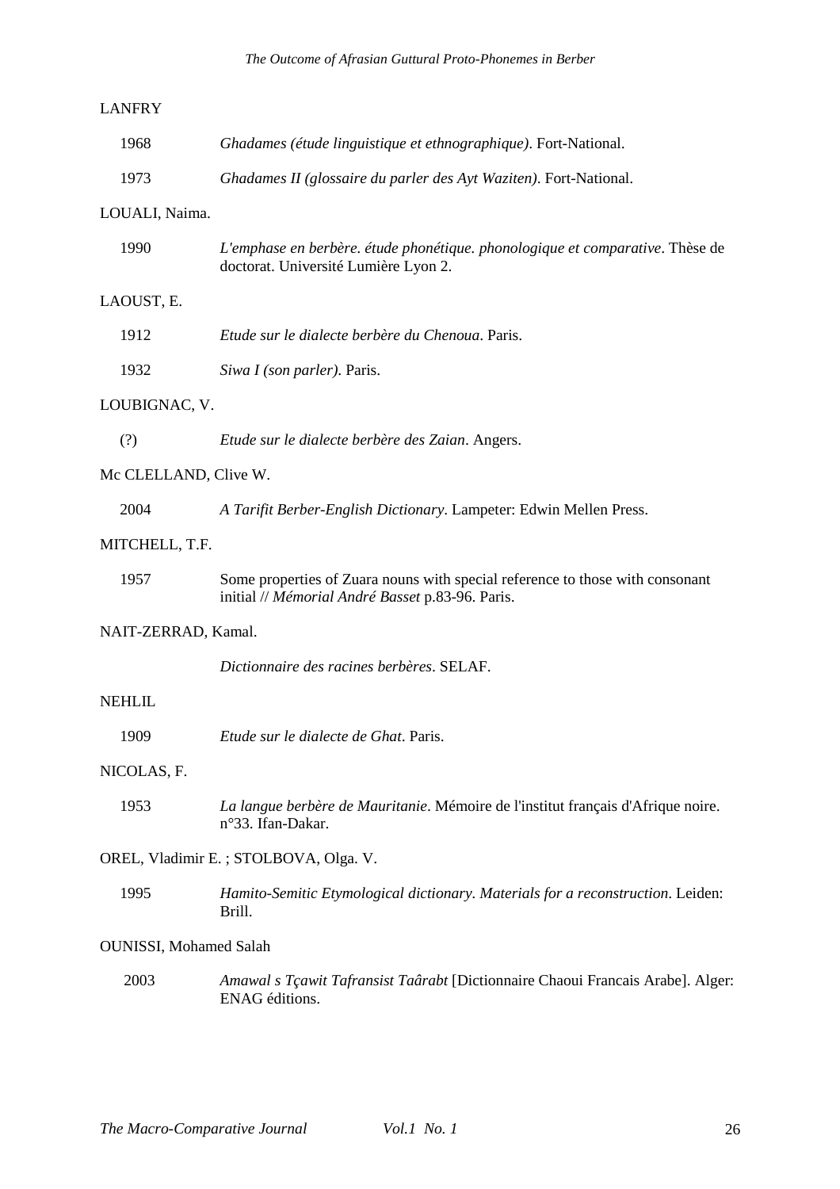LANFRY

1968 *Ghadames (étude linguistique et ethnographique)*. Fort-National.

1973 *Ghadames II (glossaire du parler des Ayt Waziten)*. Fort-National.

LOUALI, Naima.

1990 *L'emphase en berbère. étude phonétique. phonologique et comparative*. Thèse de doctorat. Université Lumière Lyon 2.

LAOUST, E.

1912 *Etude sur le dialecte berbère du Chenoua*. Paris.

1932 *Siwa I (son parler)*. Paris.

LOUBIGNAC, V.

(?) *Etude sur le dialecte berbère des Zaian*. Angers.

Mc CLELLAND, Clive W.

2004 *A Tarifit Berber-English Dictionary*. Lampeter: Edwin Mellen Press.

MITCHELL, T.F.

1957 Some properties of Zuara nouns with special reference to those with consonant initial // *Mémorial André Basset* p.83-96. Paris.

NAIT-ZERRAD, Kamal.

*Dictionnaire des racines berbères*. SELAF.

NEHLIL

1909 *Etude sur le dialecte de Ghat*. Paris.

NICOLAS, F.

1953 *La langue berbère de Mauritanie*. Mémoire de l'institut français d'Afrique noire. n°33. Ifan-Dakar.

OREL, Vladimir E. ; STOLBOVA, Olga. V.

1995 *Hamito-Semitic Etymological dictionary. Materials for a reconstruction*. Leiden: Brill.

OUNISSI, Mohamed Salah

2003 *Amawal s Tçawit Tafransist Taârabt* [Dictionnaire Chaoui Francais Arabe]. Alger: ENAG éditions.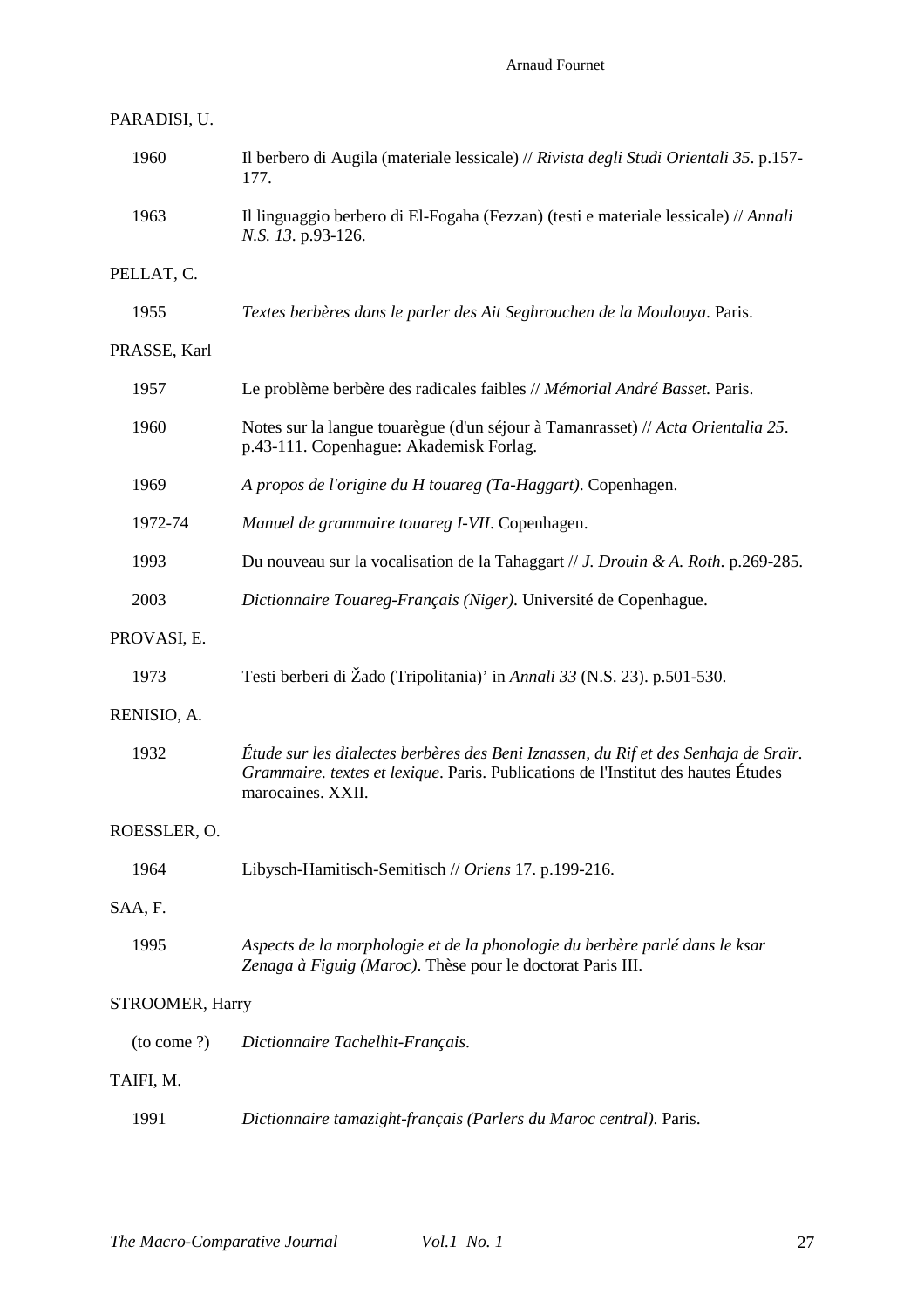PARADISI, U.

1960 Il berbero di Augila (materiale lessicale) // *Rivista degli Studi Orientali 35*. p.157-177.

1963 Il linguaggio berbero di El-Fogaha (Fezzan) (testi e materiale lessicale) // *Annali N.S. 13*. p.93-126.

PELLAT, C.

1955 *Textes berbères dans le parler des Ait Seghrouchen de la Moulouya*. Paris.

PRASSE, Karl

1957 Le problème berbère des radicales faibles // *Mémorial André Basset.* Paris.

1960 Notes sur la langue touarègue (d'un séjour à Tamanrasset) // *Acta Orientalia 25*. p.43-111. Copenhague: Akademisk Forlag.

1969 *A propos de l'origine du H touareg (Ta-Haggart)*. Copenhagen.

1972-74 *Manuel de grammaire touareg I-VII*. Copenhagen.

1993 Du nouveau sur la vocalisation de la Tahaggart // *J. Drouin & A. Roth*. p.269-285.

2003 *Dictionnaire Touareg-Français (Niger)*. Université de Copenhague.

PROVASI, E.

1973 Testi berberi di Žado (Tripolitania)' in *Annali 33* (N.S. 23). p.501-530.

RENISIO, A.

1932 *Étude sur les dialectes berbères des Beni Iznassen, du Rif et des Senhaja de Sraïr. Grammaire. textes et lexique*. Paris. Publications de l'Institut des hautes Études marocaines. XXII.

ROESSLER, O.

1964 Libysch-Hamitisch-Semitisch // *Oriens* 17. p.199-216.

SAA, F.

1995 *Aspects de la morphologie et de la phonologie du berbère parlé dans le ksar Zenaga à Figuig (Maroc)*. Thèse pour le doctorat Paris III.

STROOMER, Harry

(to come ?) *Dictionnaire Tachelhit-Français*.

TAIFI, M.

1991 *Dictionnaire tamazight-français (Parlers du Maroc central)*. Paris.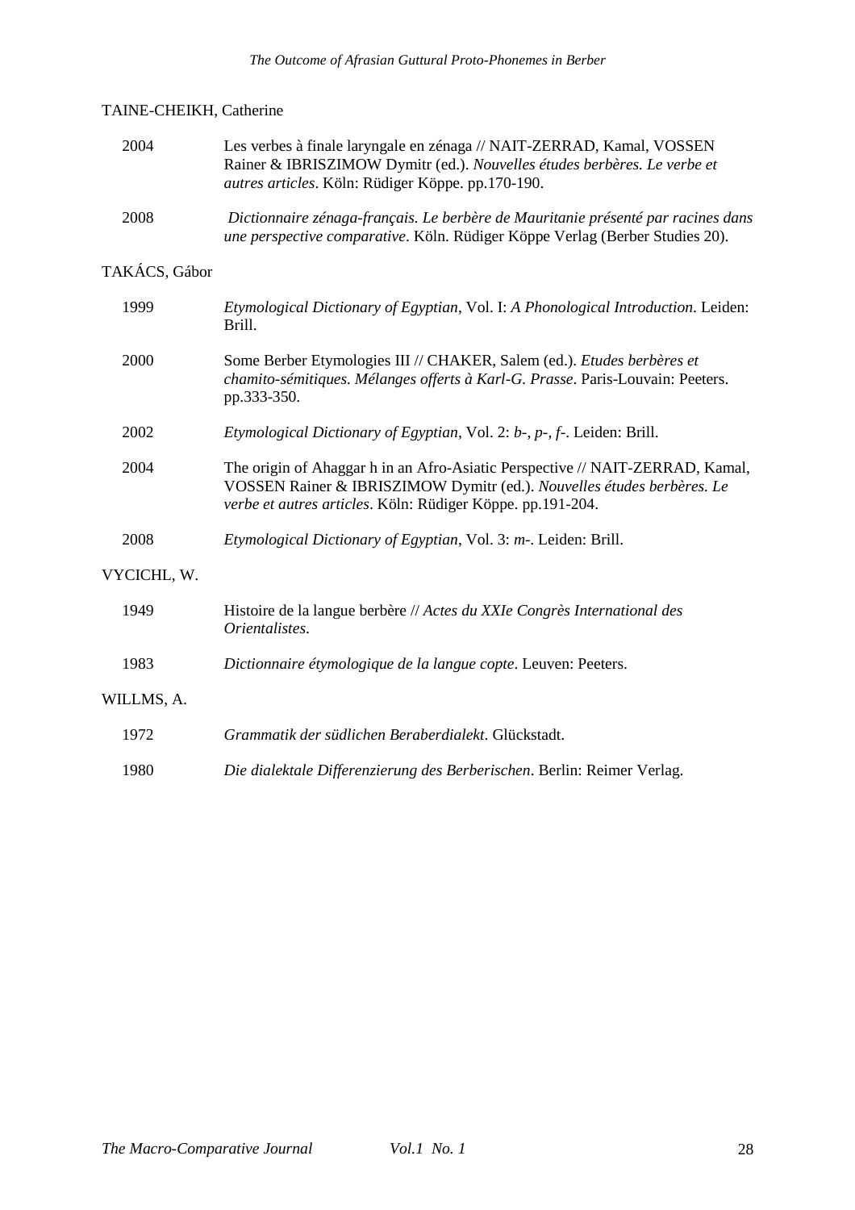TAINE-CHEIKH, Catherine

2004 Les verbes à finale laryngale en zénaga // NAIT-ZERRAD, Kamal, VOSSEN Rainer & IBRISZIMOW Dymitr (ed.). *Nouvelles études berbères. Le verbe et autres articles*. Köln: Rüdiger Köppe. pp.170-190.

2008 *Dictionnaire zénaga-français. Le berbère de Mauritanie présenté par racines dans une perspective comparative*. Köln. Rüdiger Köppe Verlag (Berber Studies 20).

TAKÁCS, Gábor

1999 *Etymological Dictionary of Egyptian*, Vol. I: *A Phonological Introduction*. Leiden: Brill.

2000 Some Berber Etymologies III // CHAKER, Salem (ed.). *Etudes berbères et chamito-sémitiques. Mélanges offerts à Karl-G. Prasse*. Paris-Louvain: Peeters. pp.333-350.

2002 *Etymological Dictionary of Egyptian*, Vol. 2: *b-, p-, f-*. Leiden: Brill.

2004 The origin of Ahaggar h in an Afro-Asiatic Perspective // NAIT-ZERRAD, Kamal, VOSSEN Rainer & IBRISZIMOW Dymitr (ed.). *Nouvelles études berbères. Le verbe et autres articles*. Köln: Rüdiger Köppe. pp.191-204.

2008 *Etymological Dictionary of Egyptian*, Vol. 3: *m-*. Leiden: Brill.

VYCICHL, W.

1949 Histoire de la langue berbère // *Actes du XXIe Congrès International des Orientalistes*.

1983 *Dictionnaire étymologique de la langue copte*. Leuven: Peeters.

WILLMS, A.

1972 *Grammatik der südlichen Beraberdialekt*. Glückstadt.

1980 *Die dialektale Differenzierung des Berberischen*. Berlin: Reimer Verlag.